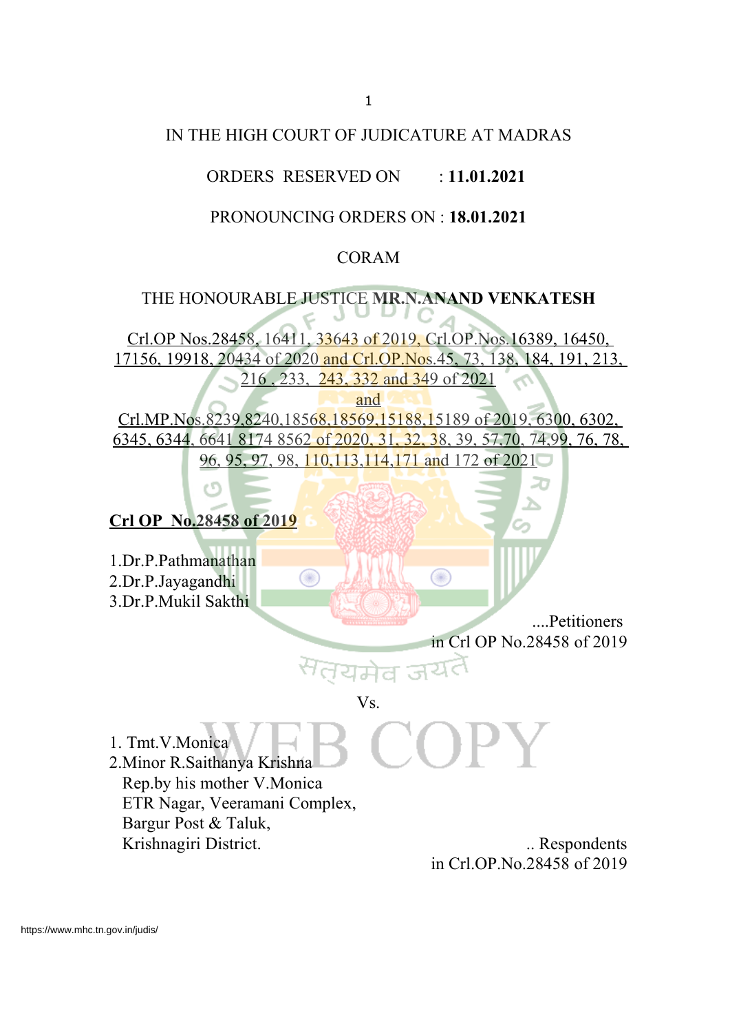IN THE HIGH COURT OF JUDICATURE AT MADRAS

ORDERS RESERVED ON : **11.01.2021**

PRONOUNCING ORDERS ON : **18.01.2021**

CORAM

THE HONOURABLE JUSTICE **MR.N.ANAND VENKATESH**

Crl.OP Nos.28458, 16411, 33643 of 2019, Crl.OP.Nos.16389, 16450, 17156, 19918, 20434 of 2020 and Crl.OP.Nos.45, 73, 138, 184, 191, 213, 216 , 233, 243, 332 and 349 of 2021

and

Crl.MP.Nos.8239,8240,18568,18569,15188,15189 of 2019, 6300, 6302, 6345, 6344, 6641 8174 8562 of 2020, 31, 32, 38, 39, 57,70, 74,99, 76, 78, 96, 95, 97, 98, 110,113,114,171 and 172 of 2021

**Crl OP No.28458 of 2019**

1.Dr.P.Pathmanathan
2.Dr.P.Jayagandhi
3.Dr.P.Mukil Sakthi

....Petitioners in Crl OP No.28458 of 2019

Vs.

1. Tmt.V.Monica
2.Minor R.Saithanya Krishna
Rep.by his mother V.Monica
ETR Nagar, Veeramani Complex,
Bargur Post & Taluk,
Krishnagiri District.

.. Respondents in Crl.OP.No.28458 of 2019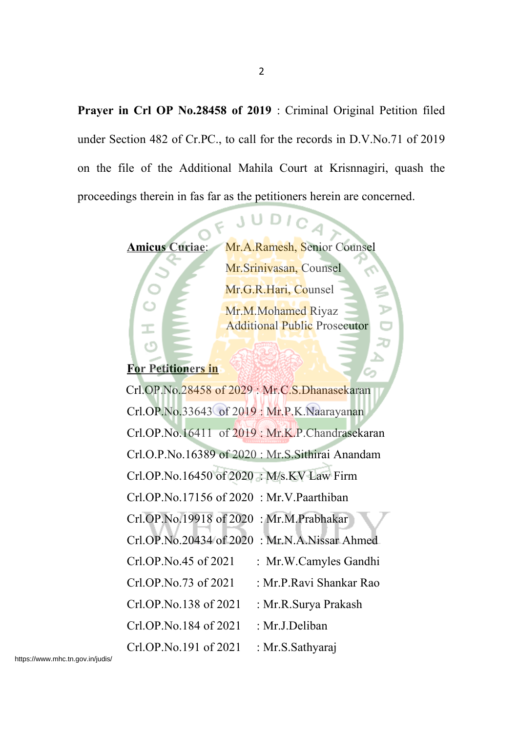**Prayer in Crl OP No.28458 of 2019** : Criminal Original Petition filed under Section 482 of Cr.PC., to call for the records in D.V.No.71 of 2019 on the file of the Additional Mahila Court at Krisnnagiri, quash the proceedings therein in fas far as the petitioners herein are concerned.

**Amicus Curiae**: Mr.A.Ramesh, Senior Counsel
Mr.Srinivasan, Counsel
Mr.G.R.Hari, Counsel
Mr.M.Mohamed Riyaz
Additional Public Prosecutor

**For Petitioners in**

Crl.OP.No.28458 of 2029 : Mr.C.S.Dhanasekaran
Crl.OP.No.33643 of 2019 : Mr.P.K.Naarayanan
Crl.OP.No.16411 of 2019 : Mr.K.P.Chandrasekaran
Crl.O.P.No.16389 of 2020 : Mr.S.Sithirai Anandam
Crl.OP.No.16450 of 2020 : M/s.KV Law Firm
Crl.OP.No.17156 of 2020 : Mr.V.Paarthiban
Crl.OP.No.19918 of 2020 : Mr.M.Prabhakar
Crl.OP.No.20434 of 2020 : Mr.N.A.Nissar Ahmed
Crl.OP.No.45 of 2021 : Mr.W.Camyles Gandhi
Crl.OP.No.73 of 2021 : Mr.P.Ravi Shankar Rao
Crl.OP.No.138 of 2021 : Mr.R.Surya Prakash
Crl.OP.No.184 of 2021 : Mr.J.Deliban
Crl.OP.No.191 of 2021 : Mr.S.Sathyaraj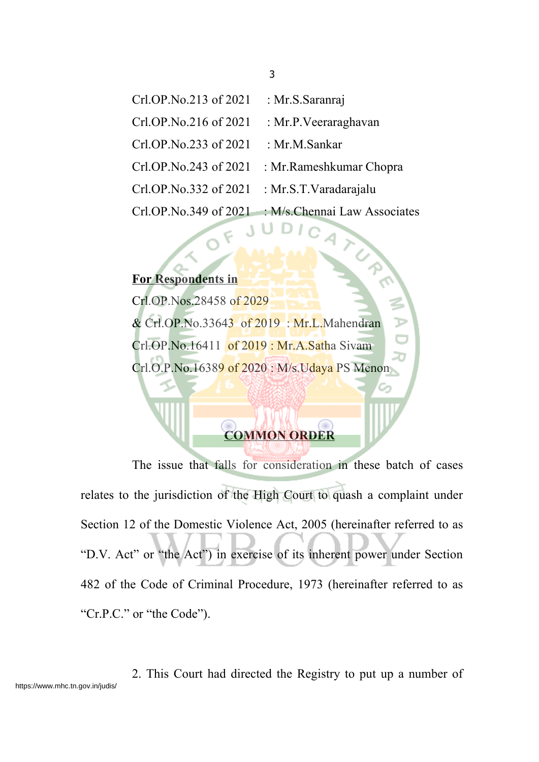Crl.OP.No.213 of 2021 : Mr.S.Saranraj

Crl.OP.No.216 of 2021 : Mr.P.Veeraraghavan

Crl.OP.No.233 of 2021 : Mr.M.Sankar

Crl.OP.No.243 of 2021 : Mr.Rameshkumar Chopra

Crl.OP.No.332 of 2021 : Mr.S.T.Varadarajalu

Crl.OP.No.349 of 2021 : M/s.Chennai Law Associates

**For Respondents in**

Crl.OP.Nos.28458 of 2029

& Crl.OP.No.33643 of 2019 : Mr.L.Mahendran

Crl.OP.No.16411 of 2019 : Mr.A.Satha Sivam

Crl.O.P.No.16389 of 2020 : M/s.Udaya PS Menon

## COMMON ORDER

The issue that falls for consideration in these batch of cases relates to the jurisdiction of the High Court to quash a complaint under Section 12 of the Domestic Violence Act, 2005 (hereinafter referred to as "D.V. Act" or "the Act") in exercise of its inherent power under Section 482 of the Code of Criminal Procedure, 1973 (hereinafter referred to as "Cr.P.C." or "the Code").

2. This Court had directed the Registry to put up a number of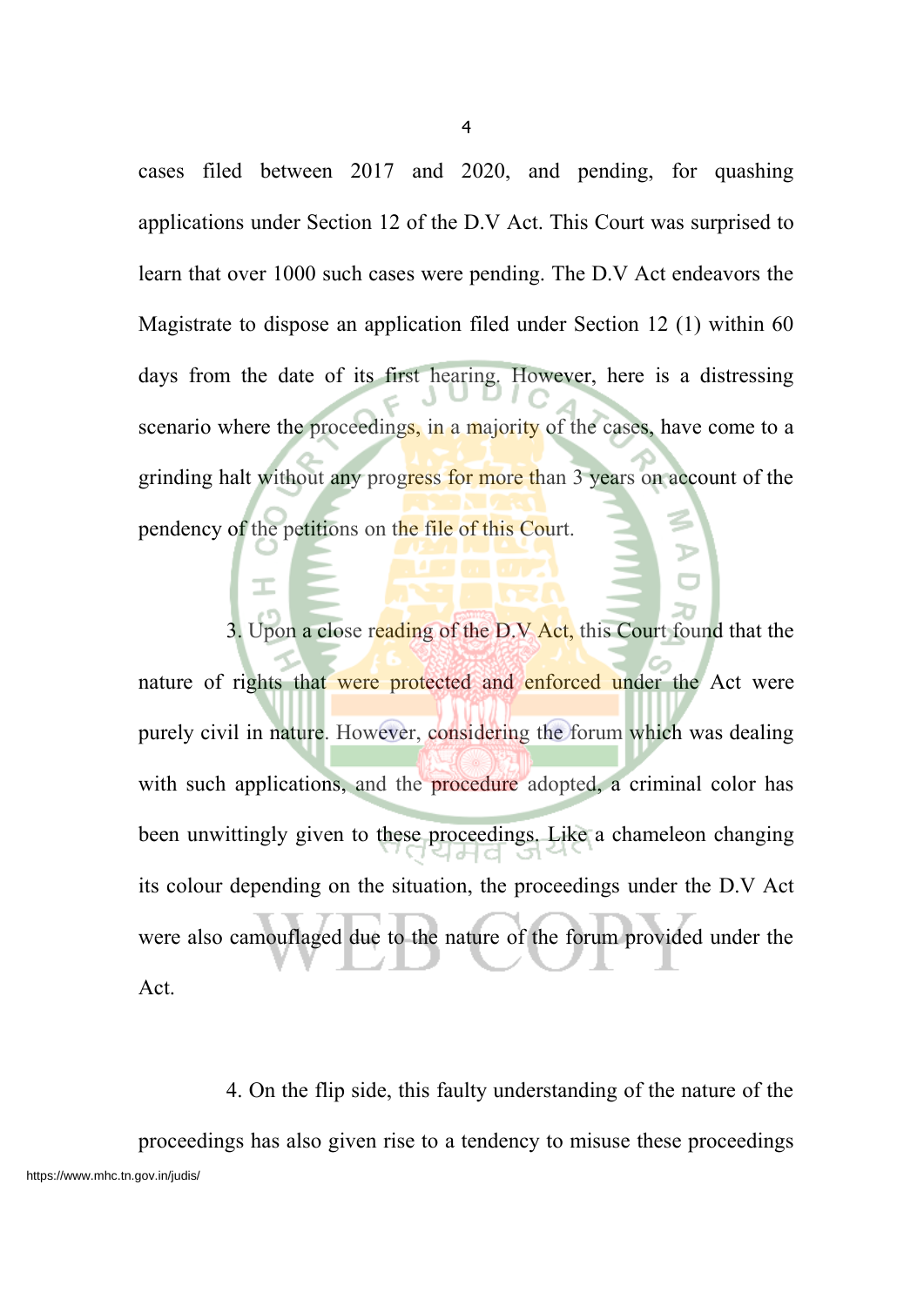cases filed between 2017 and 2020, and pending, for quashing applications under Section 12 of the D.V Act. This Court was surprised to learn that over 1000 such cases were pending. The D.V Act endeavors the Magistrate to dispose an application filed under Section 12 (1) within 60 days from the date of its first hearing. However, here is a distressing scenario where the proceedings, in a majority of the cases, have come to a grinding halt without any progress for more than 3 years on account of the pendency of the petitions on the file of this Court.

3. Upon a close reading of the D.V Act, this Court found that the nature of rights that were protected and enforced under the Act were purely civil in nature. However, considering the forum which was dealing with such applications, and the procedure adopted, a criminal color has been unwittingly given to these proceedings. Like a chameleon changing its colour depending on the situation, the proceedings under the D.V Act were also camouflaged due to the nature of the forum provided under the Act.

4. On the flip side, this faulty understanding of the nature of the proceedings has also given rise to a tendency to misuse these proceedings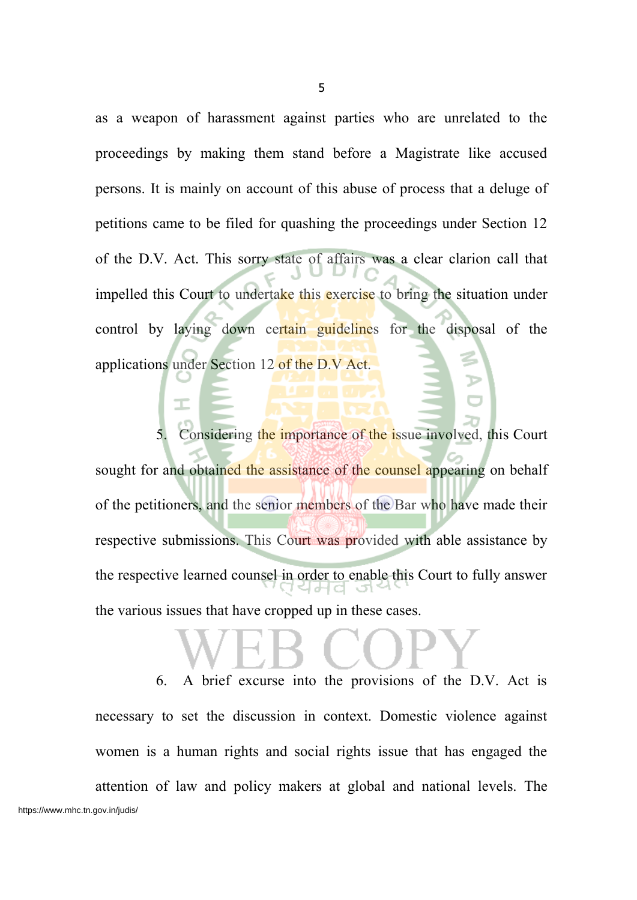as a weapon of harassment against parties who are unrelated to the proceedings by making them stand before a Magistrate like accused persons. It is mainly on account of this abuse of process that a deluge of petitions came to be filed for quashing the proceedings under Section 12 of the D.V. Act. This sorry state of affairs was a clear clarion call that impelled this Court to undertake this exercise to bring the situation under control by laying down certain guidelines for the disposal of the applications under Section 12 of the D.V Act.

5. Considering the importance of the issue involved, this Court sought for and obtained the assistance of the counsel appearing on behalf of the petitioners, and the senior members of the Bar who have made their respective submissions. This Court was provided with able assistance by the respective learned counsel in order to enable this Court to fully answer the various issues that have cropped up in these cases.

6. A brief excurse into the provisions of the D.V. Act is necessary to set the discussion in context. Domestic violence against women is a human rights and social rights issue that has engaged the attention of law and policy makers at global and national levels. The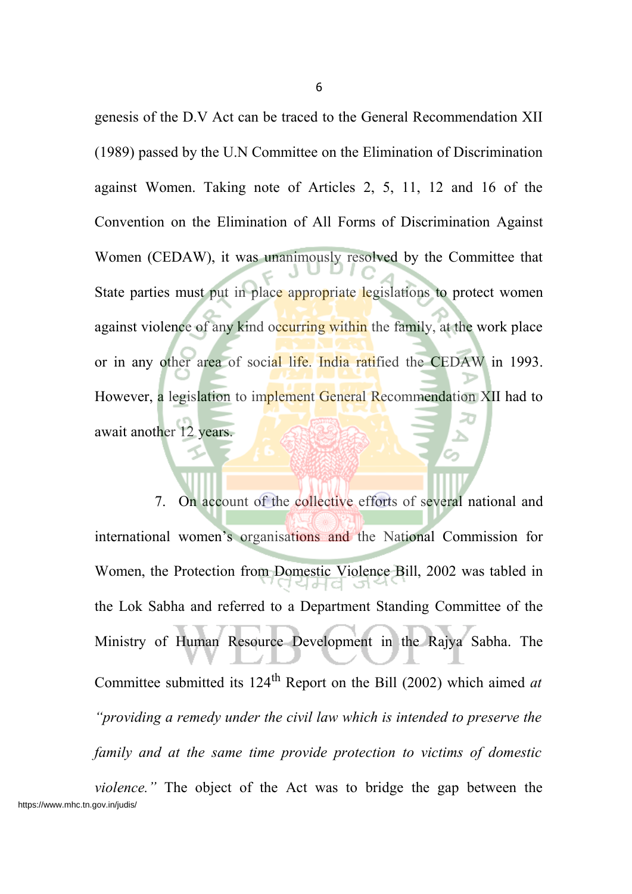genesis of the D.V Act can be traced to the General Recommendation XII (1989) passed by the U.N Committee on the Elimination of Discrimination against Women. Taking note of Articles 2, 5, 11, 12 and 16 of the Convention on the Elimination of All Forms of Discrimination Against Women (CEDAW), it was unanimously resolved by the Committee that State parties must put in place appropriate legislations to protect women against violence of any kind occurring within the family, at the work place or in any other area of social life. India ratified the CEDAW in 1993. However, a legislation to implement General Recommendation XII had to await another 12 years.

7. On account of the collective efforts of several national and international women's organisations and the National Commission for Women, the Protection from Domestic Violence Bill, 2002 was tabled in the Lok Sabha and referred to a Department Standing Committee of the Ministry of Human Resource Development in the Rajya Sabha. The Committee submitted its 124th Report on the Bill (2002) which aimed *at "providing a remedy under the civil law which is intended to preserve the family and at the same time provide protection to victims of domestic violence."* The object of the Act was to bridge the gap between the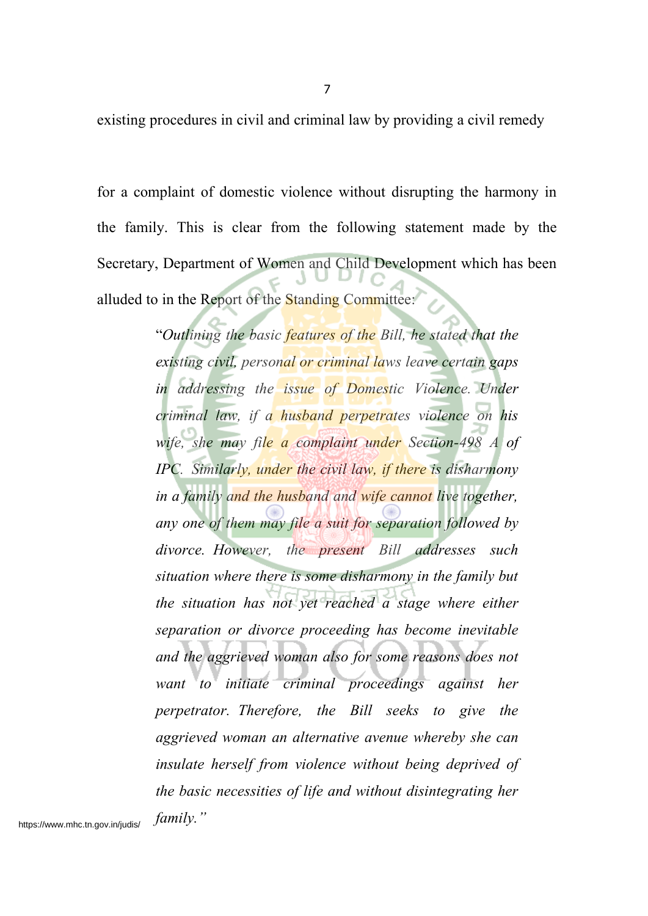existing procedures in civil and criminal law by providing a civil remedy

for a complaint of domestic violence without disrupting the harmony in the family. This is clear from the following statement made by the Secretary, Department of Women and Child Development which has been alluded to in the Report of the Standing Committee:

> "*Outlining the basic features of the Bill, he stated that the existing civil, personal or criminal laws leave certain gaps in addressing the issue of Domestic Violence. Under criminal law, if a husband perpetrates violence on his wife, she may file a complaint under Section-498 A of IPC. Similarly, under the civil law, if there is disharmony in a family and the husband and wife cannot live together, any one of them may file a suit for separation followed by divorce. However, the present Bill addresses such situation where there is some disharmony in the family but the situation has not yet reached a stage where either separation or divorce proceeding has become inevitable and the aggrieved woman also for some reasons does not want to initiate criminal proceedings against her perpetrator. Therefore, the Bill seeks to give the aggrieved woman an alternative avenue whereby she can insulate herself from violence without being deprived of the basic necessities of life and without disintegrating her family.*"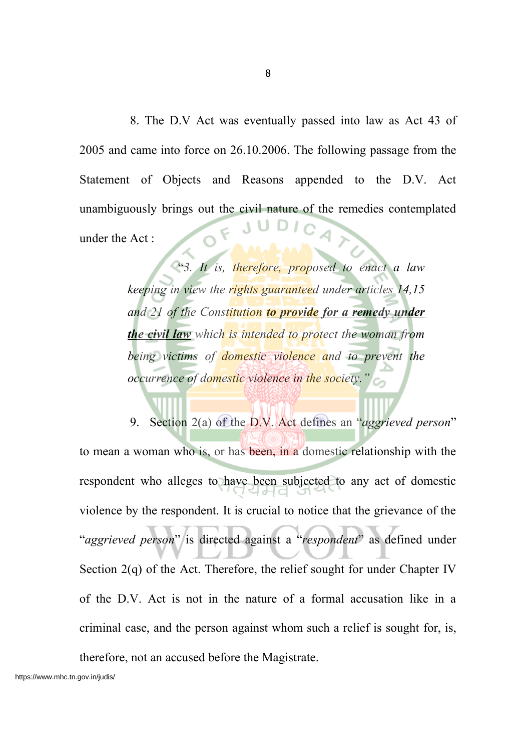8. The D.V Act was eventually passed into law as Act 43 of 2005 and came into force on 26.10.2006. The following passage from the Statement of Objects and Reasons appended to the D.V. Act unambiguously brings out the civil nature of the remedies contemplated under the Act :

> *"3. It is, therefore, proposed to enact a law keeping in view the rights guaranteed under articles 14,15 and 21 of the Constitution **to provide for a remedy under the civil law** which is intended to protect the woman from being victims of domestic violence and to prevent the occurrence of domestic violence in the society."*

9. Section 2(a) of the D.V. Act defines an "*aggrieved person*" to mean a woman who is, or has been, in a domestic relationship with the respondent who alleges to have been subjected to any act of domestic violence by the respondent. It is crucial to notice that the grievance of the "*aggrieved person*" is directed against a "*respondent*" as defined under Section 2(q) of the Act. Therefore, the relief sought for under Chapter IV of the D.V. Act is not in the nature of a formal accusation like in a criminal case, and the person against whom such a relief is sought for, is, therefore, not an accused before the Magistrate.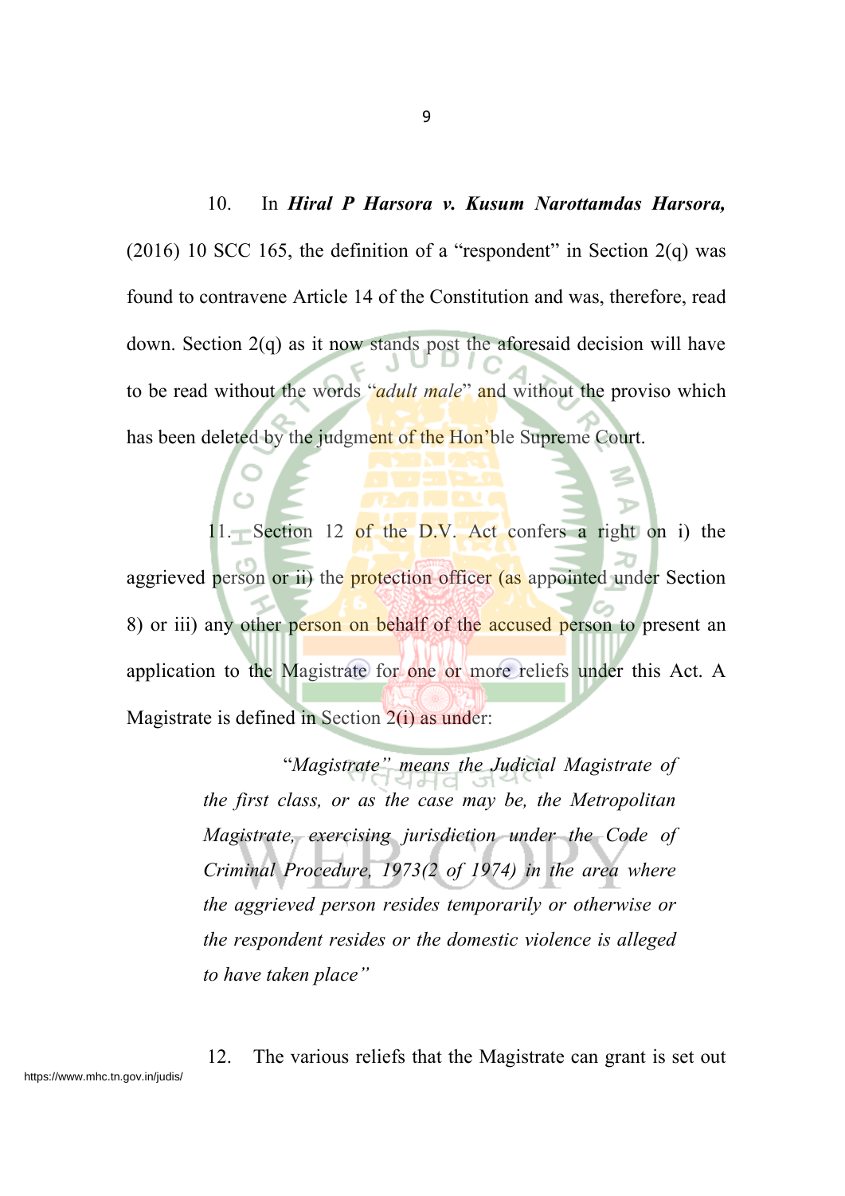10. In ***Hiral P Harsora v. Kusum Narottamdas Harsora,*** (2016) 10 SCC 165, the definition of a "respondent" in Section 2(q) was found to contravene Article 14 of the Constitution and was, therefore, read down. Section 2(q) as it now stands post the aforesaid decision will have to be read without the words "*adult male*" and without the proviso which has been deleted by the judgment of the Hon'ble Supreme Court.

11. Section 12 of the D.V. Act confers a right on i) the aggrieved person or ii) the protection officer (as appointed under Section 8) or iii) any other person on behalf of the accused person to present an application to the Magistrate for one or more reliefs under this Act. A Magistrate is defined in Section 2(i) as under:

> *"Magistrate" means the Judicial Magistrate of the first class, or as the case may be, the Metropolitan Magistrate, exercising jurisdiction under the Code of Criminal Procedure, 1973(2 of 1974) in the area where the aggrieved person resides temporarily or otherwise or the respondent resides or the domestic violence is alleged to have taken place"*

12. The various reliefs that the Magistrate can grant is set out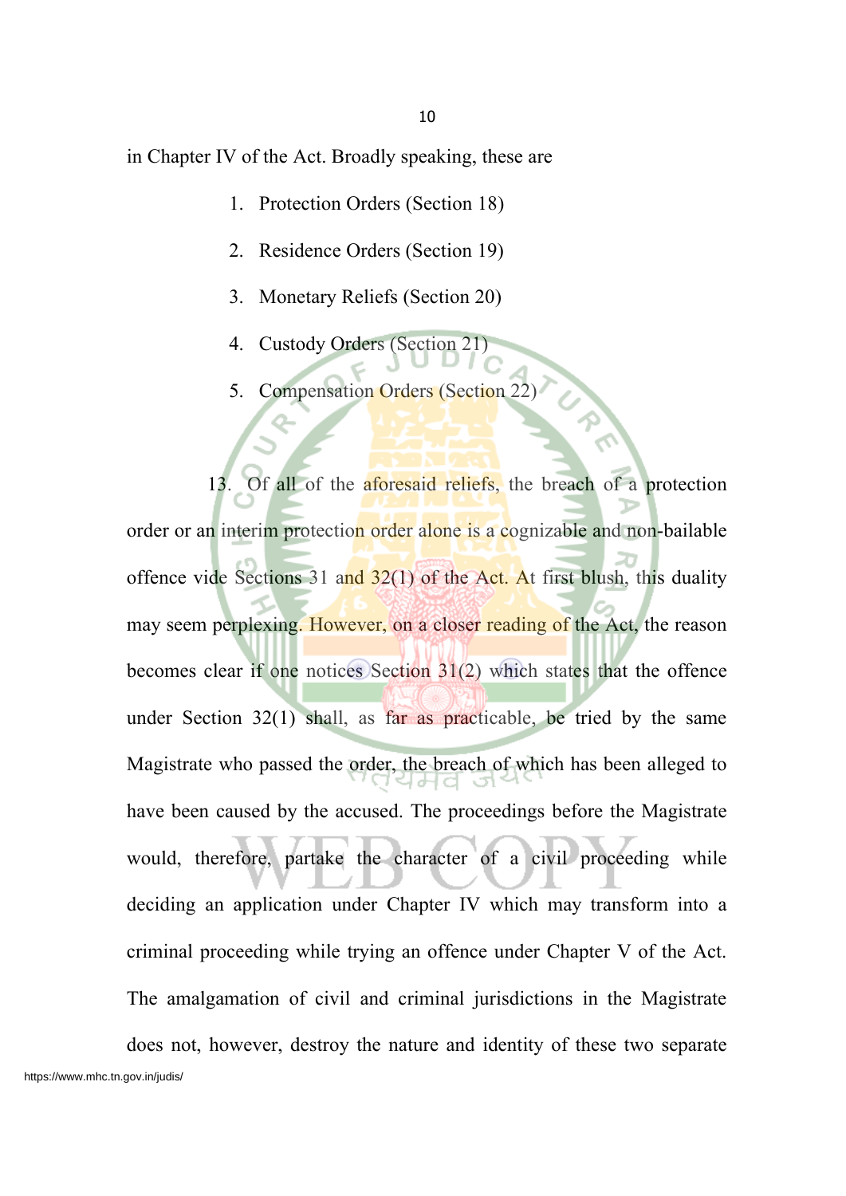in Chapter IV of the Act. Broadly speaking, these are

1. Protection Orders (Section 18)
2. Residence Orders (Section 19)
3. Monetary Reliefs (Section 20)
4. Custody Orders (Section 21)
5. Compensation Orders (Section 22)

13. Of all of the aforesaid reliefs, the breach of a protection order or an interim protection order alone is a cognizable and non-bailable offence vide Sections 31 and 32(1) of the Act. At first blush, this duality may seem perplexing. However, on a closer reading of the Act, the reason becomes clear if one notices Section 31(2) which states that the offence under Section 32(1) shall, as far as practicable, be tried by the same Magistrate who passed the order, the breach of which has been alleged to have been caused by the accused. The proceedings before the Magistrate would, therefore, partake the character of a civil proceeding while deciding an application under Chapter IV which may transform into a criminal proceeding while trying an offence under Chapter V of the Act. The amalgamation of civil and criminal jurisdictions in the Magistrate does not, however, destroy the nature and identity of these two separate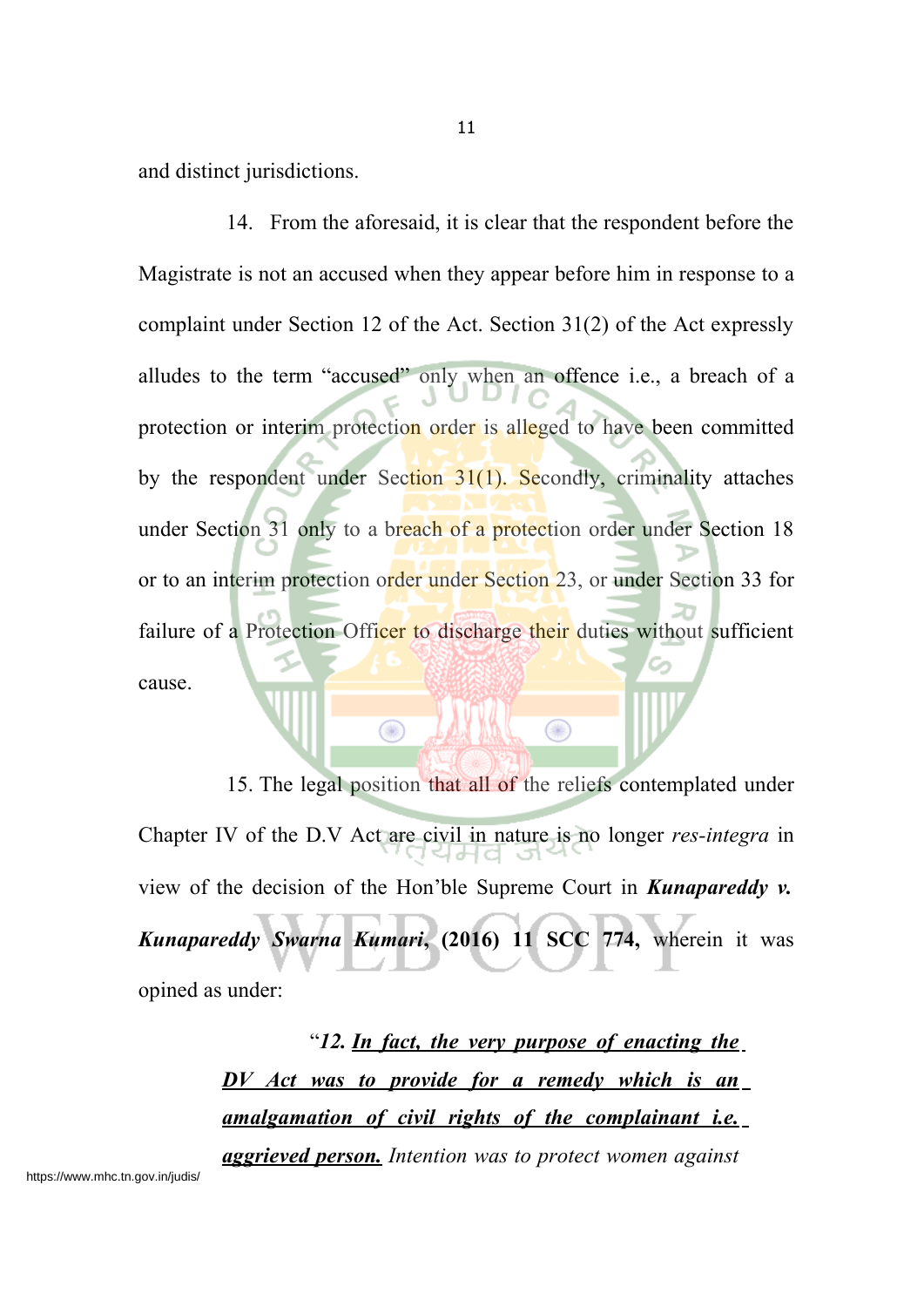and distinct jurisdictions.

14. From the aforesaid, it is clear that the respondent before the Magistrate is not an accused when they appear before him in response to a complaint under Section 12 of the Act. Section 31(2) of the Act expressly alludes to the term "accused" only when an offence i.e., a breach of a protection or interim protection order is alleged to have been committed by the respondent under Section 31(1). Secondly, criminality attaches under Section 31 only to a breach of a protection order under Section 18 or to an interim protection order under Section 23, or under Section 33 for failure of a Protection Officer to discharge their duties without sufficient cause.

15. The legal position that all of the reliefs contemplated under Chapter IV of the D.V Act are civil in nature is no longer *res-integra* in view of the decision of the Hon'ble Supreme Court in ***Kunapareddy v. Kunapareddy Swarna Kumari*, (2016) 11 SCC 774,** wherein it was opined as under:

> "*12. **In fact, the very purpose of enacting the DV Act was to provide for a remedy which is an amalgamation of civil rights of the complainant i.e. aggrieved person.** Intention was to protect women against*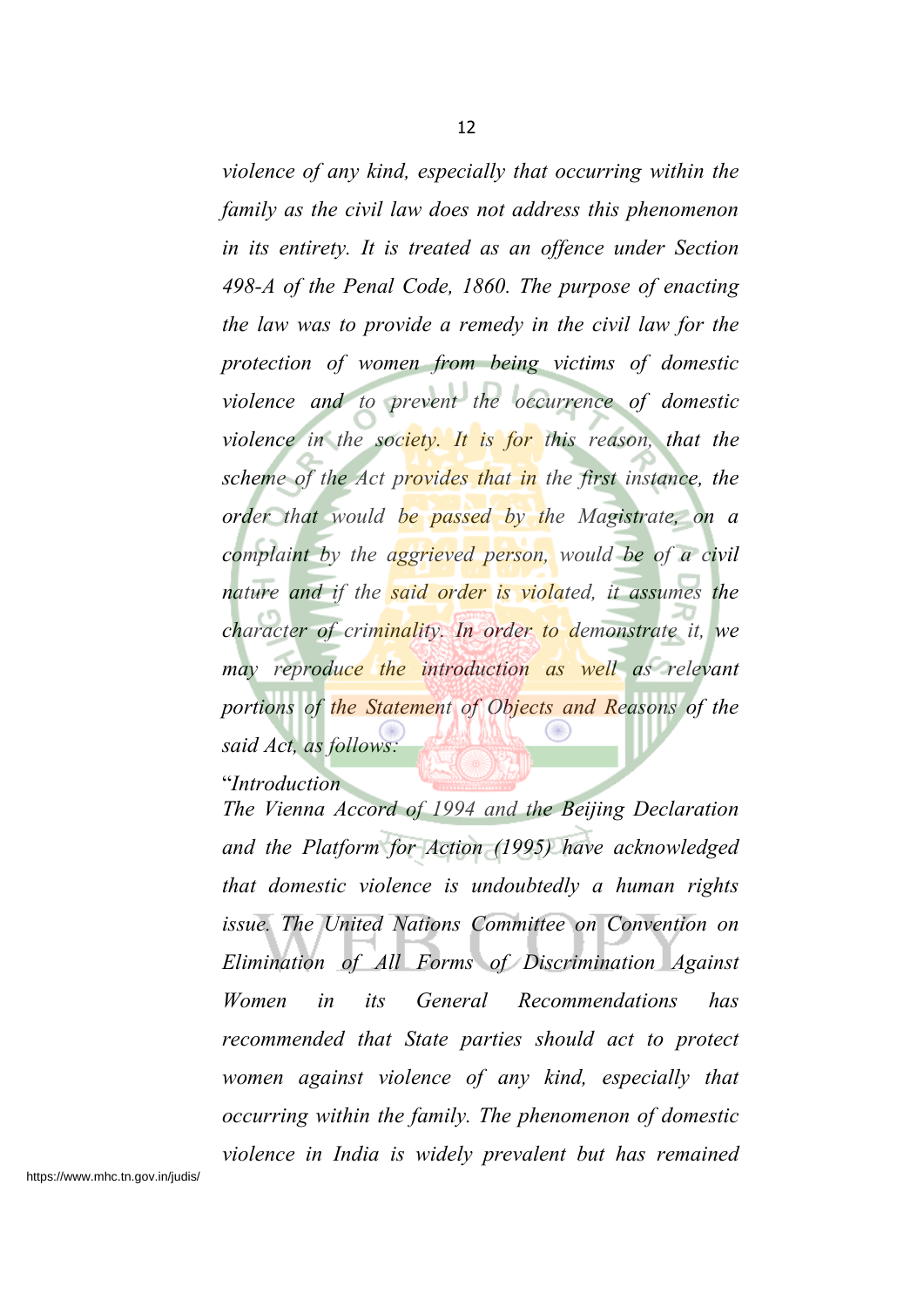*violence of any kind, especially that occurring within the family as the civil law does not address this phenomenon in its entirety. It is treated as an offence under Section 498-A of the Penal Code, 1860. The purpose of enacting the law was to provide a remedy in the civil law for the protection of women from being victims of domestic violence and to prevent the occurrence of domestic violence in the society. It is for this reason, that the scheme of the Act provides that in the first instance, the order that would be passed by the Magistrate, on a complaint by the aggrieved person, would be of a civil nature and if the said order is violated, it assumes the character of criminality. In order to demonstrate it, we may reproduce the introduction as well as relevant portions of the Statement of Objects and Reasons of the said Act, as follows:*

"*Introduction*

*The Vienna Accord of 1994 and the Beijing Declaration and the Platform for Action (1995) have acknowledged that domestic violence is undoubtedly a human rights issue. The United Nations Committee on Convention on Elimination of All Forms of Discrimination Against Women in its General Recommendations has recommended that State parties should act to protect women against violence of any kind, especially that occurring within the family. The phenomenon of domestic violence in India is widely prevalent but has remained*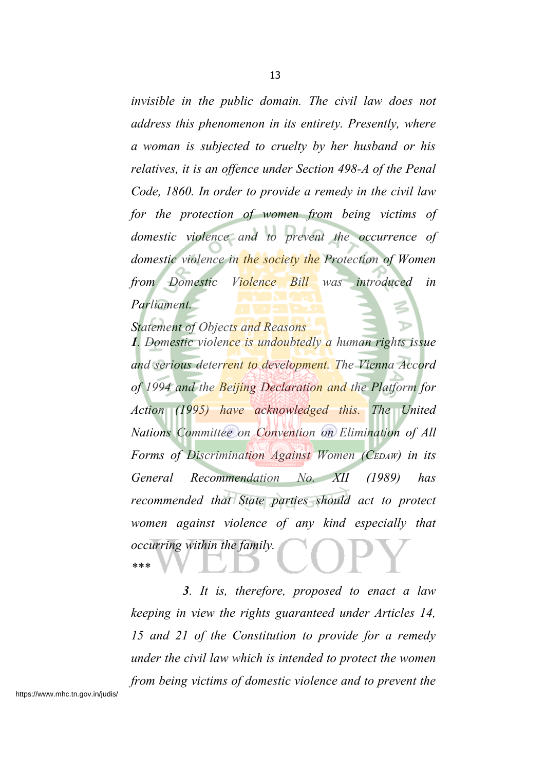*invisible in the public domain. The civil law does not address this phenomenon in its entirety. Presently, where a woman is subjected to cruelty by her husband or his relatives, it is an offence under Section 498-A of the Penal Code, 1860. In order to provide a remedy in the civil law for the protection of women from being victims of domestic violence and to prevent the occurrence of domestic violence in the society the Protection of Women from Domestic Violence Bill was introduced in Parliament.*

*Statement of Objects and Reasons*

***1**. Domestic violence is undoubtedly a human rights issue and serious deterrent to development. The Vienna Accord of 1994 and the Beijing Declaration and the Platform for Action (1995) have acknowledged this. The United Nations Committee on Convention on Elimination of All Forms of Discrimination Against Women (CEDAW) in its General Recommendation No. XII (1989) has recommended that State parties should act to protect women against violence of any kind especially that occurring within the family.*

*\*\*\**

***3**. It is, therefore, proposed to enact a law keeping in view the rights guaranteed under Articles 14, 15 and 21 of the Constitution to provide for a remedy under the civil law which is intended to protect the women from being victims of domestic violence and to prevent the*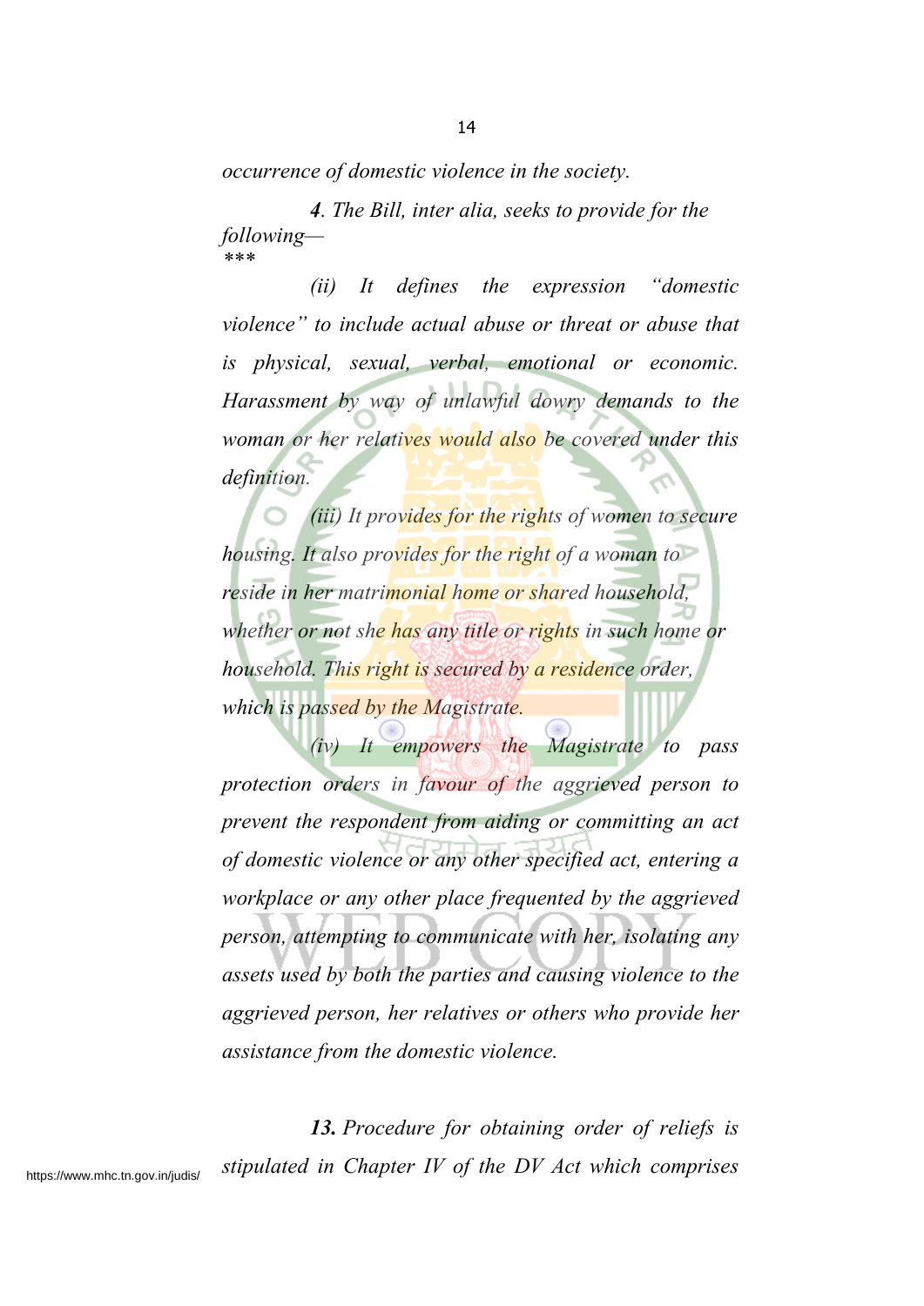*occurrence of domestic violence in the society.*

***4**. The Bill, inter alia, seeks to provide for the following—*
****

*(ii) It defines the expression "domestic violence" to include actual abuse or threat or abuse that is physical, sexual, verbal, emotional or economic. Harassment by way of unlawful dowry demands to the woman or her relatives would also be covered under this definition.*

*(iii) It provides for the rights of women to secure housing. It also provides for the right of a woman to reside in her matrimonial home or shared household, whether or not she has any title or rights in such home or household. This right is secured by a residence order, which is passed by the Magistrate.*

*(iv) It empowers the Magistrate to pass protection orders in favour of the aggrieved person to prevent the respondent from aiding or committing an act of domestic violence or any other specified act, entering a workplace or any other place frequented by the aggrieved person, attempting to communicate with her, isolating any assets used by both the parties and causing violence to the aggrieved person, her relatives or others who provide her assistance from the domestic violence.*

***13.** Procedure for obtaining order of reliefs is stipulated in Chapter IV of the DV Act which comprises*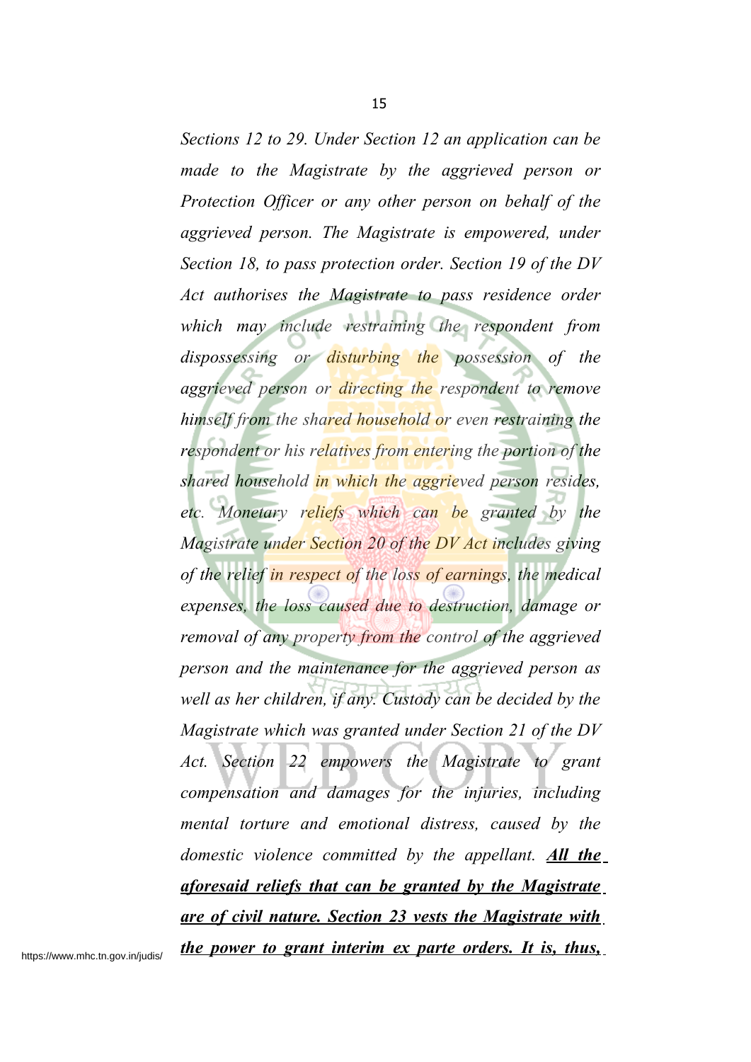*Sections 12 to 29. Under Section 12 an application can be made to the Magistrate by the aggrieved person or Protection Officer or any other person on behalf of the aggrieved person. The Magistrate is empowered, under Section 18, to pass protection order. Section 19 of the DV Act authorises the Magistrate to pass residence order which may include restraining the respondent from dispossessing or disturbing the possession of the aggrieved person or directing the respondent to remove himself from the shared household or even restraining the respondent or his relatives from entering the portion of the shared household in which the aggrieved person resides, etc. Monetary reliefs which can be granted by the Magistrate under Section 20 of the DV Act includes giving of the relief in respect of the loss of earnings, the medical expenses, the loss caused due to destruction, damage or removal of any property from the control of the aggrieved person and the maintenance for the aggrieved person as well as her children, if any. Custody can be decided by the Magistrate which was granted under Section 21 of the DV Act. Section 22 empowers the Magistrate to grant compensation and damages for the injuries, including mental torture and emotional distress, caused by the domestic violence committed by the appellant.* ***<u>All the aforesaid reliefs that can be granted by the Magistrate are of civil nature. Section 23 vests the Magistrate with the power to grant interim ex parte orders. It is, thus,</u>***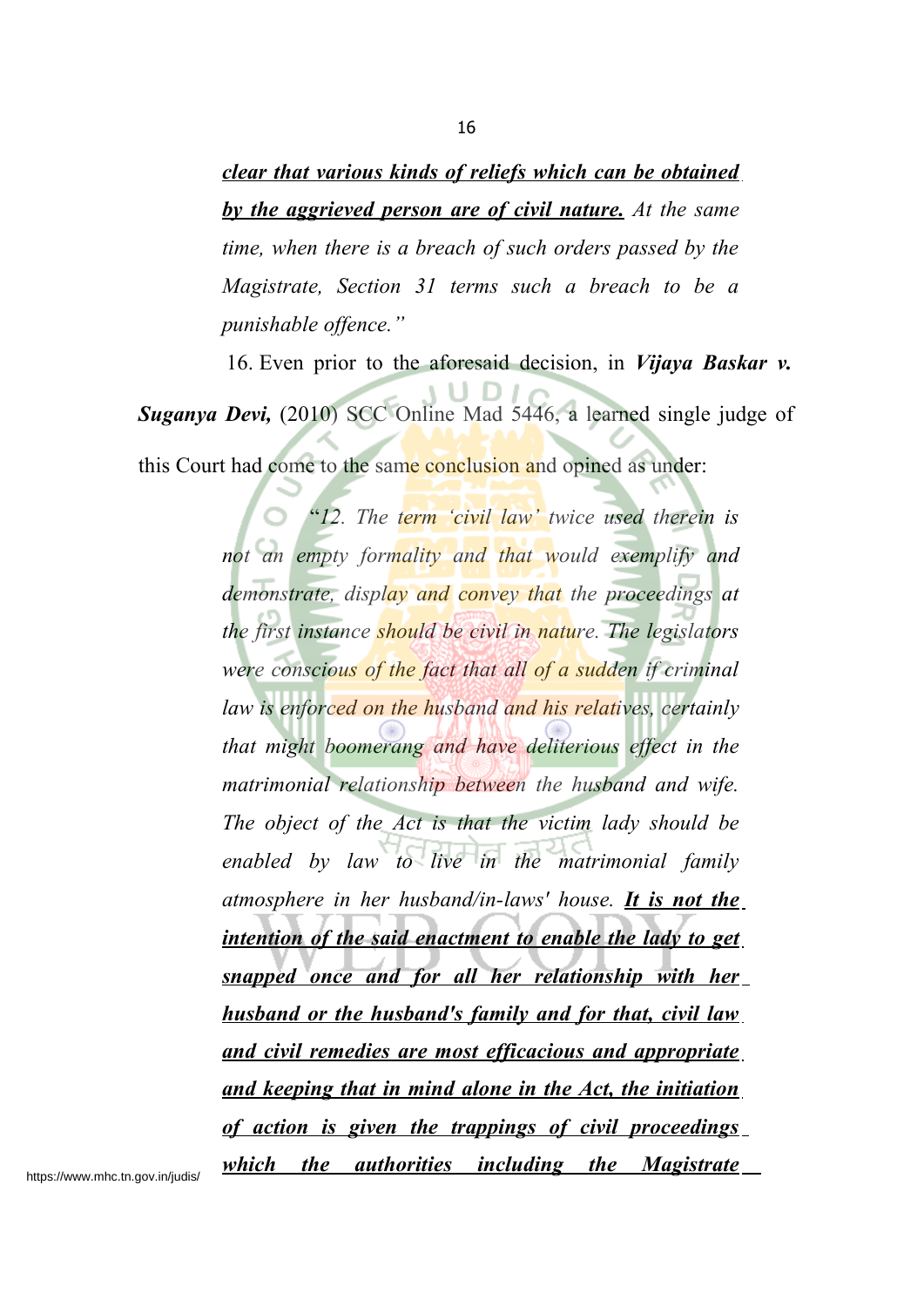***<u>clear that various kinds of reliefs which can be obtained by the aggrieved person are of civil nature.</u>*** *At the same time, when there is a breach of such orders passed by the Magistrate, Section 31 terms such a breach to be a punishable offence."*

16. Even prior to the aforesaid decision, in ***Vijaya Baskar v. Suganya Devi,*** (2010) SCC Online Mad 5446, a learned single judge of this Court had come to the same conclusion and opined as under:

> *"12. The term 'civil law' twice used therein is not an empty formality and that would exemplify and demonstrate, display and convey that the proceedings at the first instance should be civil in nature. The legislators were conscious of the fact that all of a sudden if criminal law is enforced on the husband and his relatives, certainly that might boomerang and have deliterious effect in the matrimonial relationship between the husband and wife. The object of the Act is that the victim lady should be enabled by law to live in the matrimonial family atmosphere in her husband/in-laws' house.* ***<u>It is not the intention of the said enactment to enable the lady to get snapped once and for all her relationship with her husband or the husband's family and for that, civil law and civil remedies are most efficacious and appropriate and keeping that in mind alone in the Act, the initiation of action is given the trappings of civil proceedings which the authorities including the Magistrate</u>***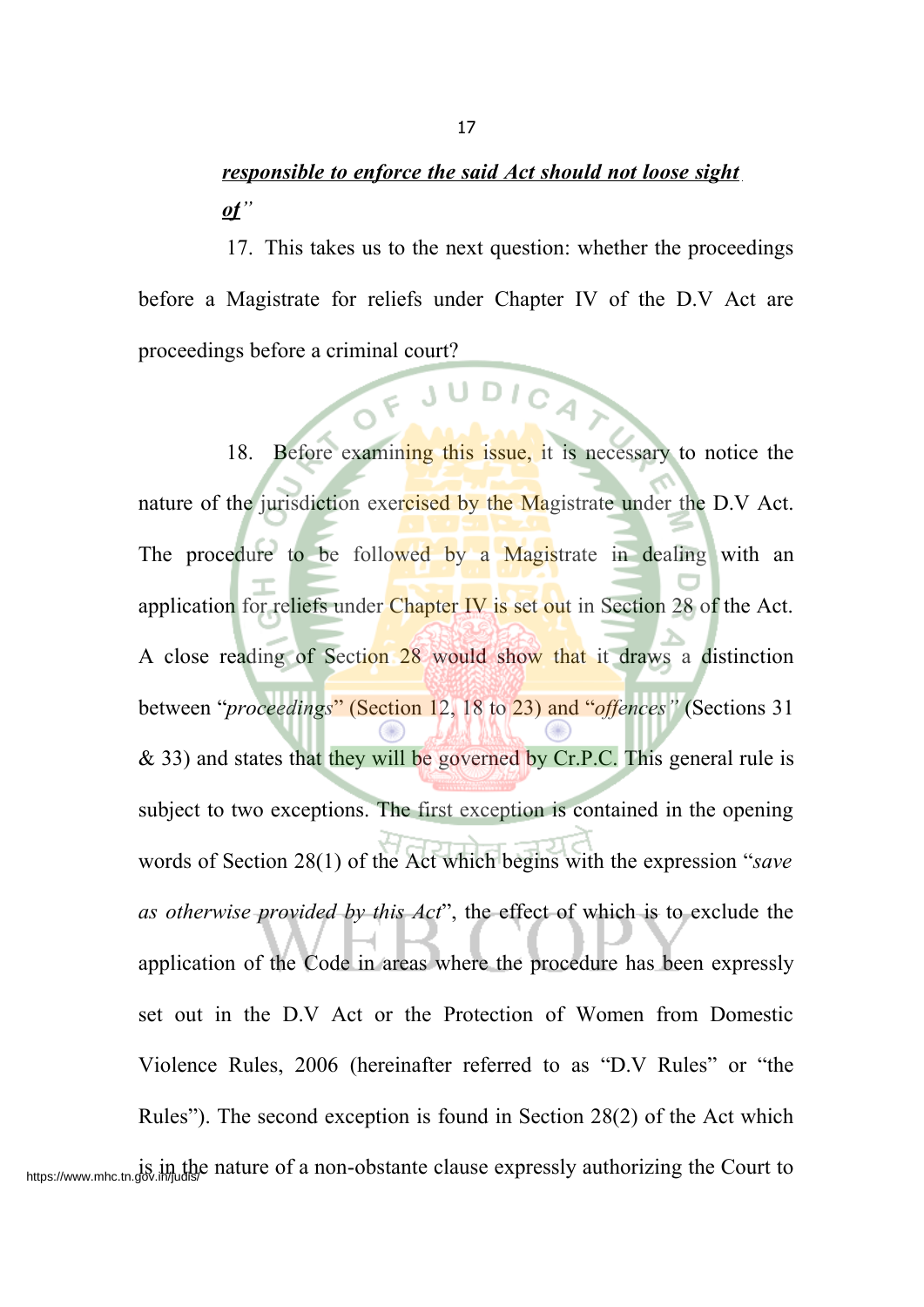***responsible to enforce the said Act should not loose sight of***"

17. This takes us to the next question: whether the proceedings before a Magistrate for reliefs under Chapter IV of the D.V Act are proceedings before a criminal court?

18. Before examining this issue, it is necessary to notice the nature of the jurisdiction exercised by the Magistrate under the D.V Act. The procedure to be followed by a Magistrate in dealing with an application for reliefs under Chapter IV is set out in Section 28 of the Act. A close reading of Section 28 would show that it draws a distinction between "*proceedings*" (Section 12, 18 to 23) and "*offences*" (Sections 31 & 33) and states that they will be governed by Cr.P.C. This general rule is subject to two exceptions. The first exception is contained in the opening words of Section 28(1) of the Act which begins with the expression "*save as otherwise provided by this Act*", the effect of which is to exclude the application of the Code in areas where the procedure has been expressly set out in the D.V Act or the Protection of Women from Domestic Violence Rules, 2006 (hereinafter referred to as "D.V Rules" or "the Rules"). The second exception is found in Section 28(2) of the Act which is in the nature of a non-obstante clause expressly authorizing the Court to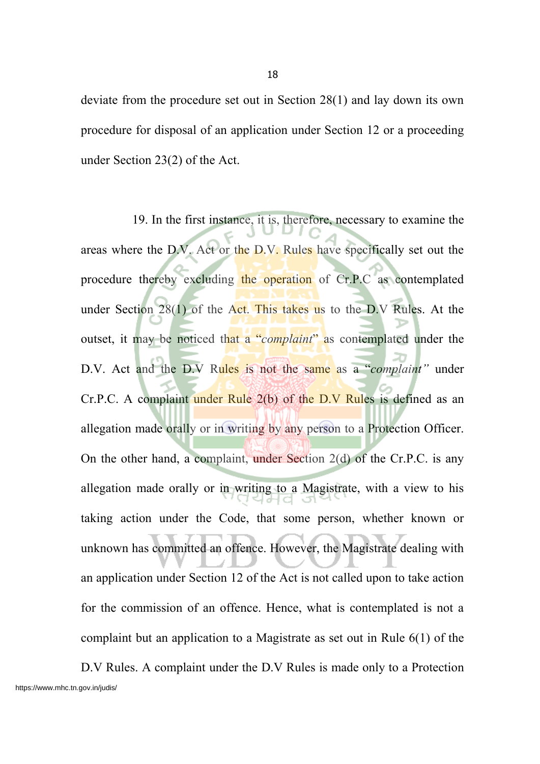deviate from the procedure set out in Section 28(1) and lay down its own procedure for disposal of an application under Section 12 or a proceeding under Section 23(2) of the Act.

19. In the first instance, it is, therefore, necessary to examine the areas where the D.V. Act or the D.V. Rules have specifically set out the procedure thereby excluding the operation of Cr.P.C as contemplated under Section 28(1) of the Act. This takes us to the D.V Rules. At the outset, it may be noticed that a "*complaint*" as contemplated under the D.V. Act and the D.V Rules is not the same as a "*complaint"* under Cr.P.C. A complaint under Rule 2(b) of the D.V Rules is defined as an allegation made orally or in writing by any person to a Protection Officer. On the other hand, a complaint, under Section 2(d) of the Cr.P.C. is any allegation made orally or in writing to a Magistrate, with a view to his taking action under the Code, that some person, whether known or unknown has committed an offence. However, the Magistrate dealing with an application under Section 12 of the Act is not called upon to take action for the commission of an offence. Hence, what is contemplated is not a complaint but an application to a Magistrate as set out in Rule 6(1) of the D.V Rules. A complaint under the D.V Rules is made only to a Protection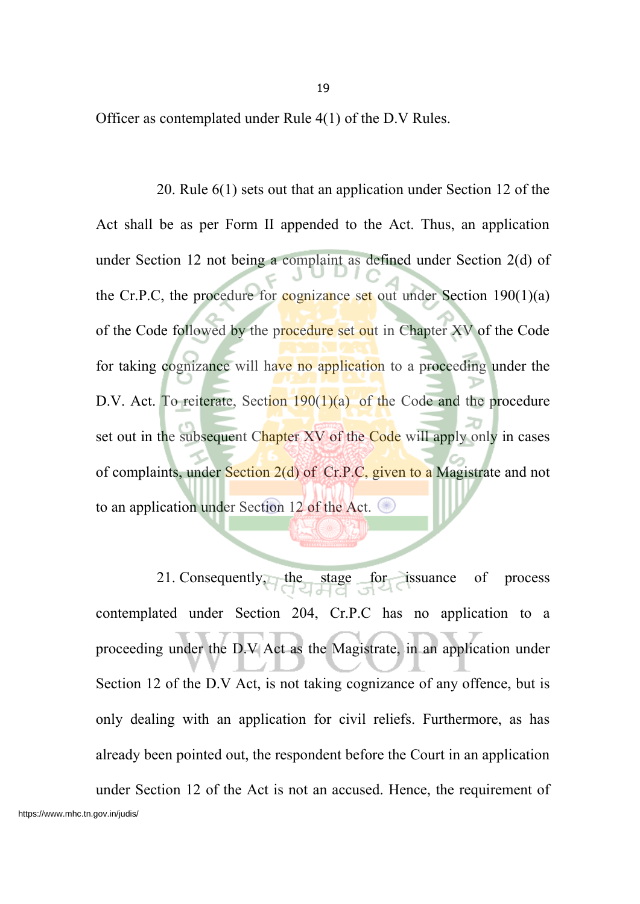Officer as contemplated under Rule 4(1) of the D.V Rules.

20. Rule 6(1) sets out that an application under Section 12 of the Act shall be as per Form II appended to the Act. Thus, an application under Section 12 not being a complaint as defined under Section 2(d) of the Cr.P.C, the procedure for cognizance set out under Section 190(1)(a) of the Code followed by the procedure set out in Chapter XV of the Code for taking cognizance will have no application to a proceeding under the D.V. Act. To reiterate, Section 190(1)(a) of the Code and the procedure set out in the subsequent Chapter XV of the Code will apply only in cases of complaints, under Section 2(d) of Cr.P.C, given to a Magistrate and not to an application under Section 12 of the Act.

21. Consequently, the stage for issuance of process contemplated under Section 204, Cr.P.C has no application to a proceeding under the D.V Act as the Magistrate, in an application under Section 12 of the D.V Act, is not taking cognizance of any offence, but is only dealing with an application for civil reliefs. Furthermore, as has already been pointed out, the respondent before the Court in an application under Section 12 of the Act is not an accused. Hence, the requirement of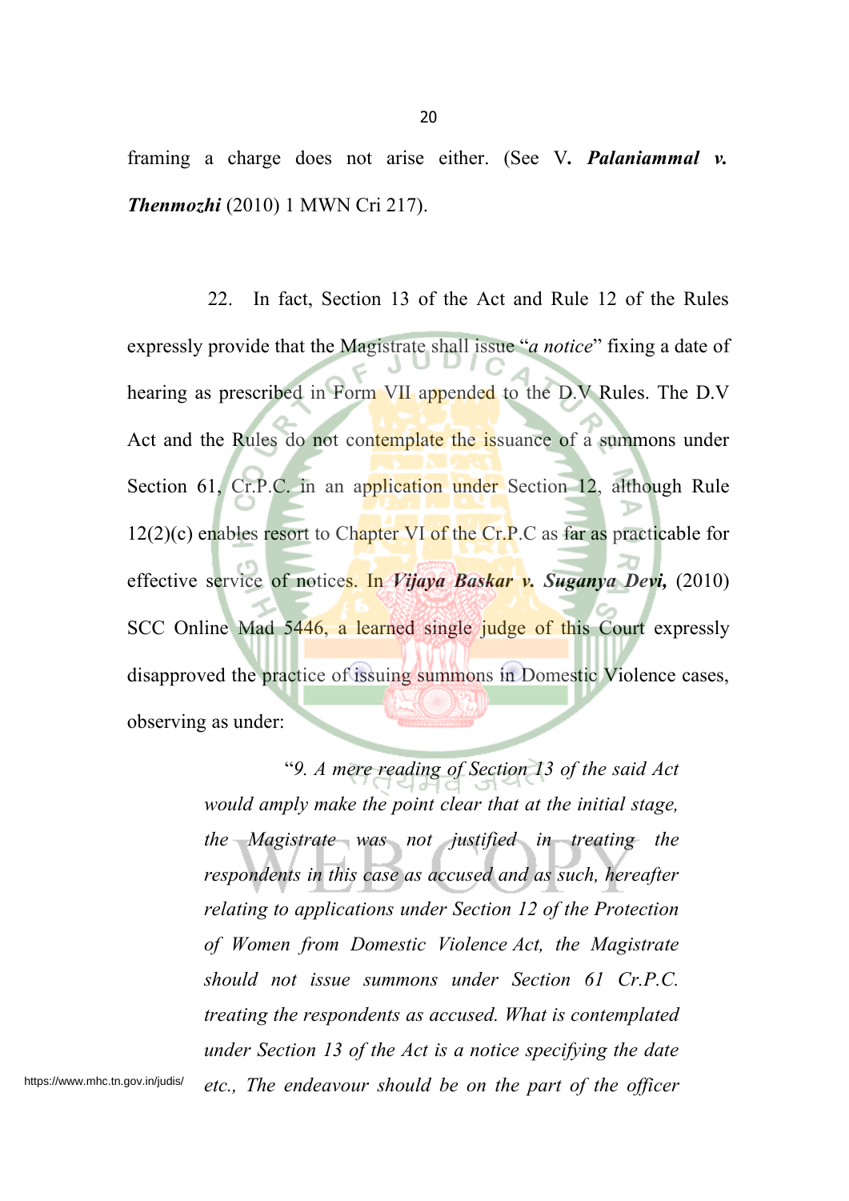framing a charge does not arise either. (See V**. *Palaniammal v. Thenmozhi*** (2010) 1 MWN Cri 217).

22. In fact, Section 13 of the Act and Rule 12 of the Rules expressly provide that the Magistrate shall issue "*a notice*" fixing a date of hearing as prescribed in Form VII appended to the D.V Rules. The D.V Act and the Rules do not contemplate the issuance of a summons under Section 61, Cr.P.C. in an application under Section 12, although Rule 12(2)(c) enables resort to Chapter VI of the Cr.P.C as far as practicable for effective service of notices. In ***Vijaya Baskar v. Suganya Devi,*** (2010) SCC Online Mad 5446, a learned single judge of this Court expressly disapproved the practice of issuing summons in Domestic Violence cases, observing as under:

> "*9. A mere reading of Section 13 of the said Act would amply make the point clear that at the initial stage, the Magistrate was not justified in treating the respondents in this case as accused and as such, hereafter relating to applications under Section 12 of the Protection of Women from Domestic Violence Act, the Magistrate should not issue summons under Section 61 Cr.P.C. treating the respondents as accused. What is contemplated under Section 13 of the Act is a notice specifying the date etc., The endeavour should be on the part of the officer*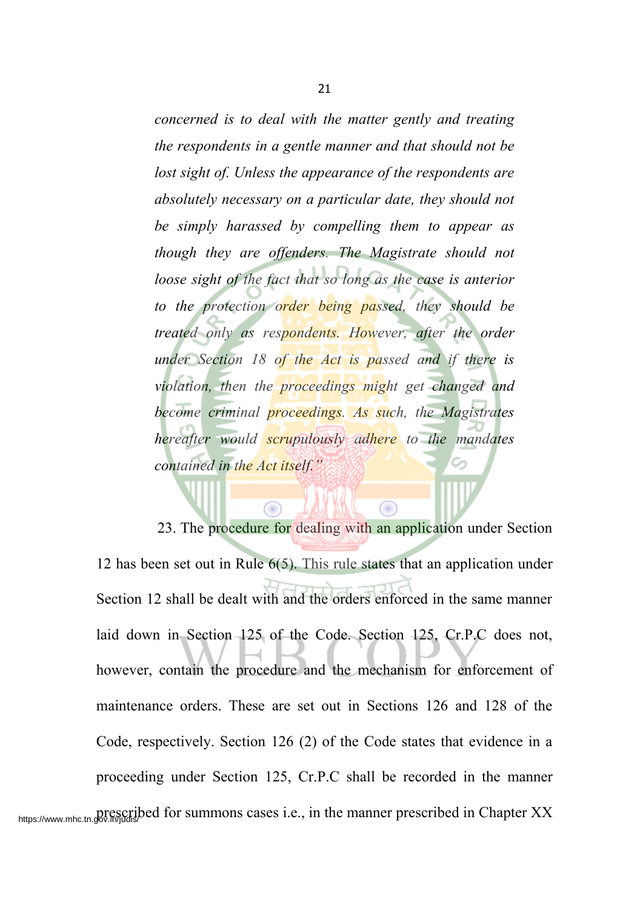*concerned is to deal with the matter gently and treating the respondents in a gentle manner and that should not be lost sight of. Unless the appearance of the respondents are absolutely necessary on a particular date, they should not be simply harassed by compelling them to appear as though they are offenders. The Magistrate should not loose sight of the fact that so long as the case is anterior to the protection order being passed, they should be treated only as respondents. However, after the order under Section 18 of the Act is passed and if there is violation, then the proceedings might get changed and become criminal proceedings. As such, the Magistrates hereafter would scrupulously adhere to the mandates contained in the Act itself."*

23. The procedure for dealing with an application under Section 12 has been set out in Rule 6(5). This rule states that an application under Section 12 shall be dealt with and the orders enforced in the same manner laid down in Section 125 of the Code. Section 125, Cr.P.C does not, however, contain the procedure and the mechanism for enforcement of maintenance orders. These are set out in Sections 126 and 128 of the Code, respectively. Section 126 (2) of the Code states that evidence in a proceeding under Section 125, Cr.P.C shall be recorded in the manner prescribed for summons cases i.e., in the manner prescribed in Chapter XX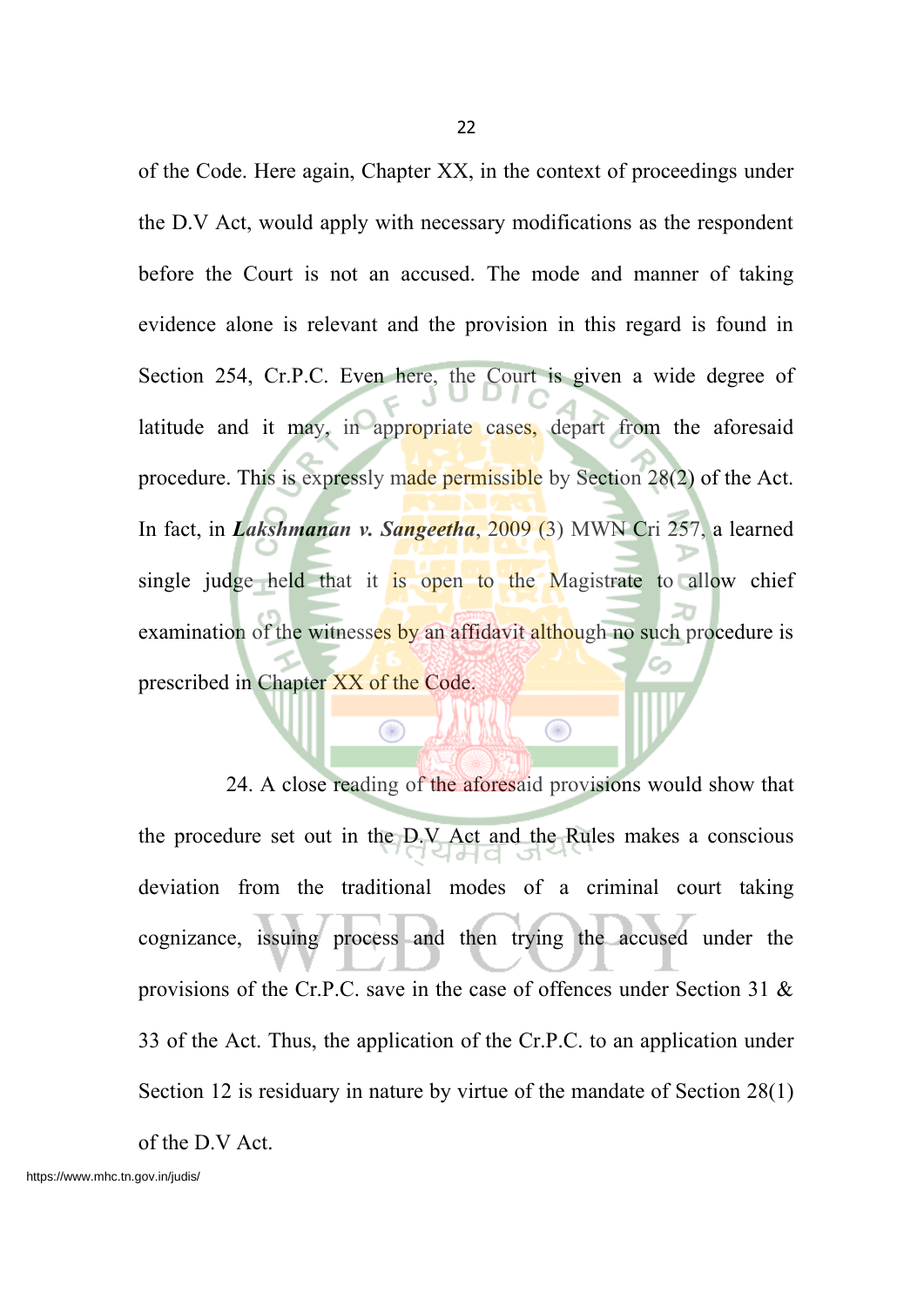of the Code. Here again, Chapter XX, in the context of proceedings under the D.V Act, would apply with necessary modifications as the respondent before the Court is not an accused. The mode and manner of taking evidence alone is relevant and the provision in this regard is found in Section 254, Cr.P.C. Even here, the Court is given a wide degree of latitude and it may, in appropriate cases, depart from the aforesaid procedure. This is expressly made permissible by Section 28(2) of the Act. In fact, in ***Lakshmanan v. Sangeetha***, 2009 (3) MWN Cri 257, a learned single judge held that it is open to the Magistrate to allow chief examination of the witnesses by an affidavit although no such procedure is prescribed in Chapter XX of the Code.

24. A close reading of the aforesaid provisions would show that the procedure set out in the D.V Act and the Rules makes a conscious deviation from the traditional modes of a criminal court taking cognizance, issuing process and then trying the accused under the provisions of the Cr.P.C. save in the case of offences under Section 31 & 33 of the Act. Thus, the application of the Cr.P.C. to an application under Section 12 is residuary in nature by virtue of the mandate of Section 28(1) of the D.V Act.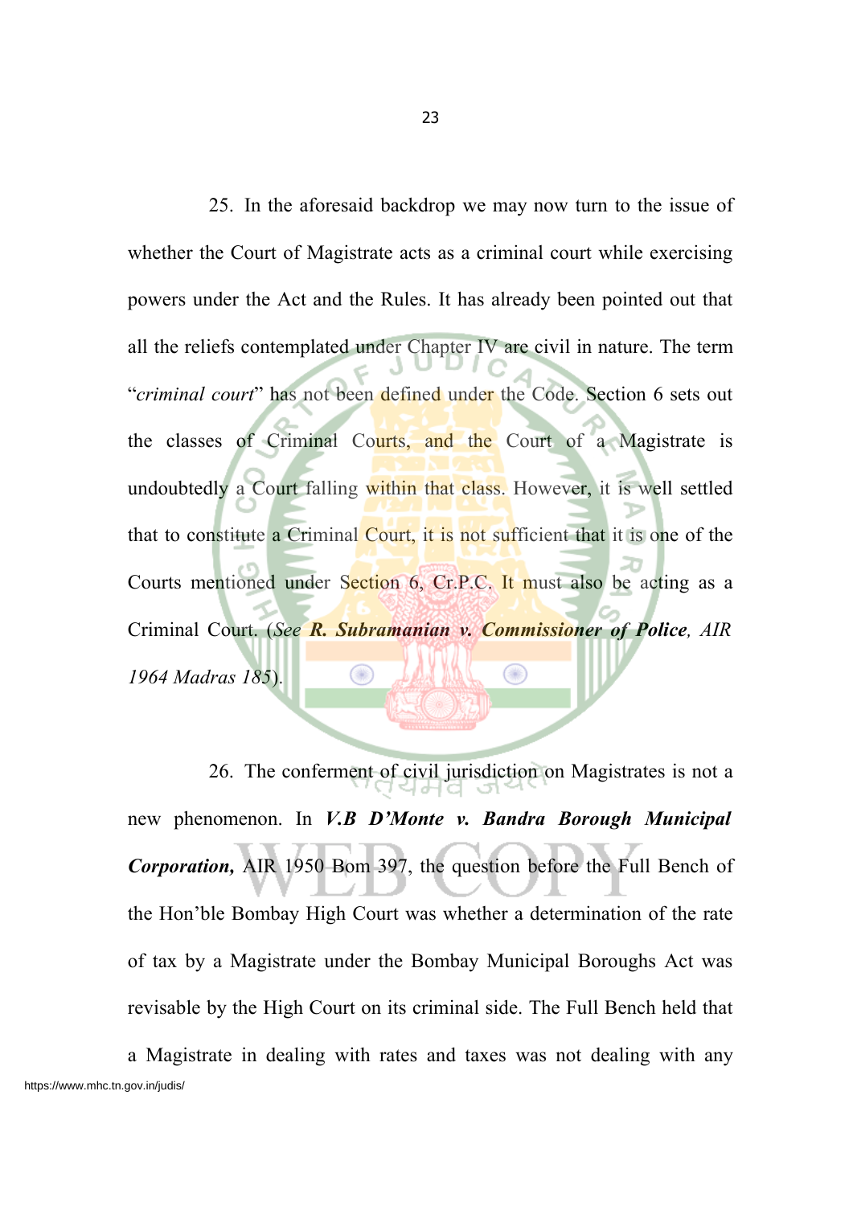25. In the aforesaid backdrop we may now turn to the issue of whether the Court of Magistrate acts as a criminal court while exercising powers under the Act and the Rules. It has already been pointed out that all the reliefs contemplated under Chapter IV are civil in nature. The term "*criminal court*" has not been defined under the Code. Section 6 sets out the classes of Criminal Courts, and the Court of a Magistrate is undoubtedly a Court falling within that class. However, it is well settled that to constitute a Criminal Court, it is not sufficient that it is one of the Courts mentioned under Section 6, Cr.P.C. It must also be acting as a Criminal Court. (*See **R. Subramanian v. Commissioner of Police**, AIR 1964 Madras 185*).

26. The conferment of civil jurisdiction on Magistrates is not a new phenomenon. In ***V.B D'Monte v. Bandra Borough Municipal Corporation,*** AIR 1950 Bom 397, the question before the Full Bench of the Hon'ble Bombay High Court was whether a determination of the rate of tax by a Magistrate under the Bombay Municipal Boroughs Act was revisable by the High Court on its criminal side. The Full Bench held that a Magistrate in dealing with rates and taxes was not dealing with any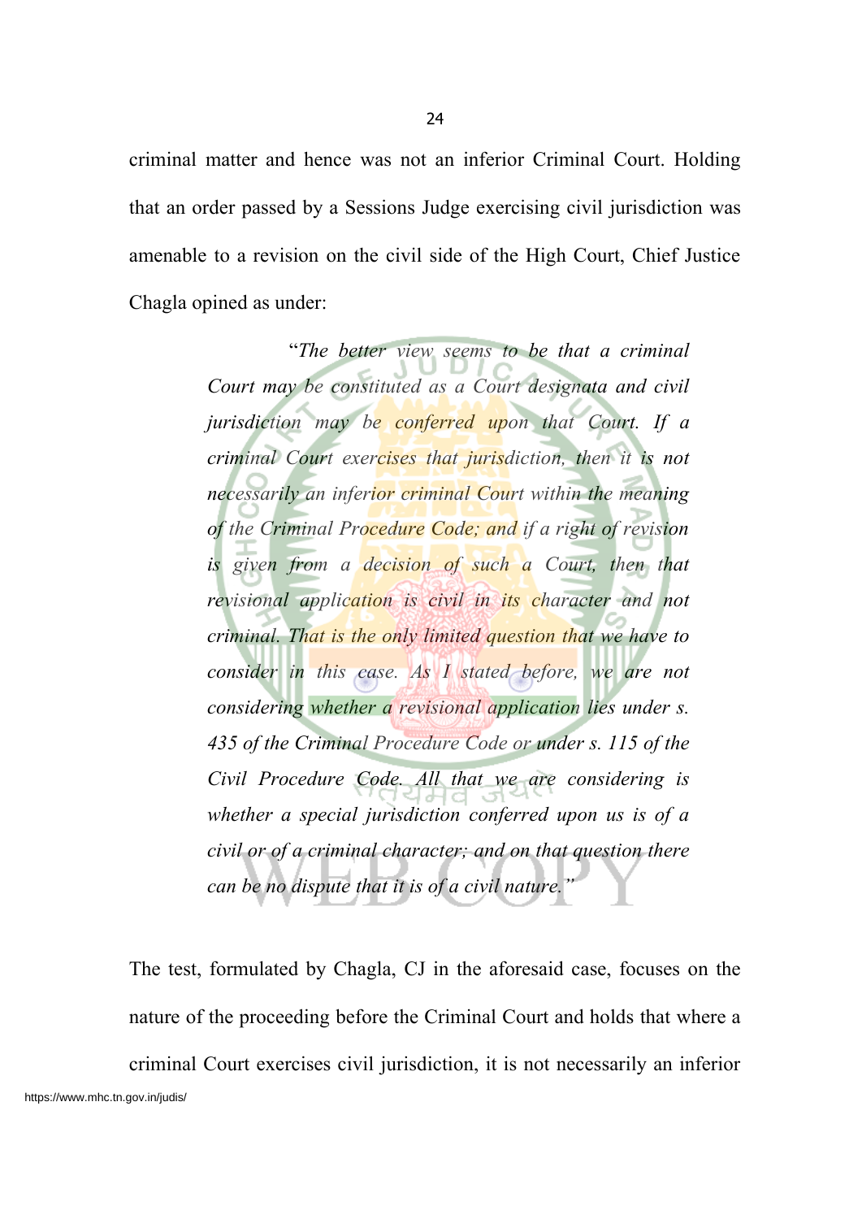criminal matter and hence was not an inferior Criminal Court. Holding that an order passed by a Sessions Judge exercising civil jurisdiction was amenable to a revision on the civil side of the High Court, Chief Justice Chagla opined as under:

> "*The better view seems to be that a criminal Court may be constituted as a Court designata and civil jurisdiction may be conferred upon that Court. If a criminal Court exercises that jurisdiction, then it is not necessarily an inferior criminal Court within the meaning of the Criminal Procedure Code; and if a right of revision is given from a decision of such a Court, then that revisional application is civil in its character and not criminal. That is the only limited question that we have to consider in this case. As I stated before, we are not considering whether a revisional application lies under s. 435 of the Criminal Procedure Code or under s. 115 of the Civil Procedure Code. All that we are considering is whether a special jurisdiction conferred upon us is of a civil or of a criminal character; and on that question there can be no dispute that it is of a civil nature.*"

The test, formulated by Chagla, CJ in the aforesaid case, focuses on the nature of the proceeding before the Criminal Court and holds that where a criminal Court exercises civil jurisdiction, it is not necessarily an inferior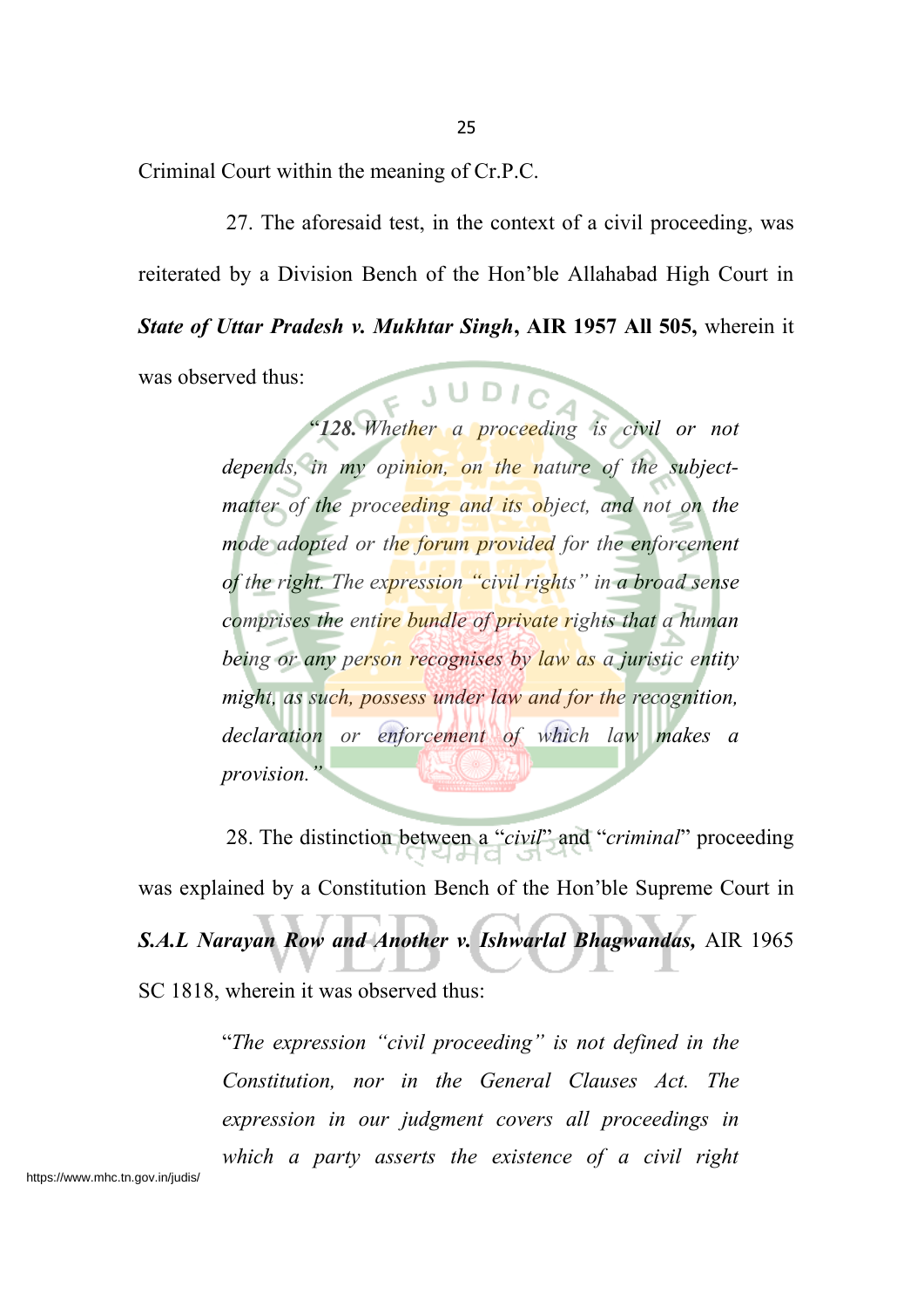Criminal Court within the meaning of Cr.P.C.

27. The aforesaid test, in the context of a civil proceeding, was reiterated by a Division Bench of the Hon'ble Allahabad High Court in ***State of Uttar Pradesh v. Mukhtar Singh*, AIR 1957 All 505,** wherein it was observed thus:

> "***128.*** *Whether a proceeding is civil or not depends, in my opinion, on the nature of the subject-matter of the proceeding and its object, and not on the mode adopted or the forum provided for the enforcement of the right. The expression "civil rights" in a broad sense comprises the entire bundle of private rights that a human being or any person recognises by law as a juristic entity might, as such, possess under law and for the recognition, declaration or enforcement of which law makes a provision."*

28. The distinction between a "*civil*" and "*criminal*" proceeding was explained by a Constitution Bench of the Hon'ble Supreme Court in ***S.A.L Narayan Row and Another v. Ishwarlal Bhagwandas,*** AIR 1965 SC 1818, wherein it was observed thus:

> "*The expression "civil proceeding" is not defined in the Constitution, nor in the General Clauses Act. The expression in our judgment covers all proceedings in which a party asserts the existence of a civil right*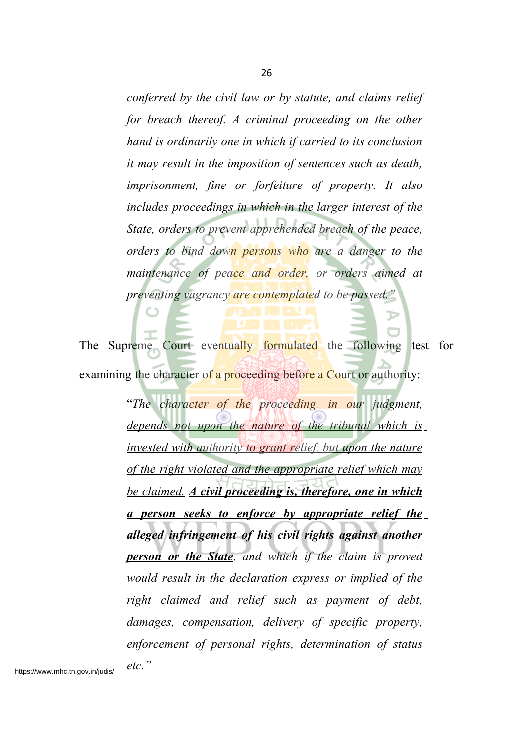> *conferred by the civil law or by statute, and claims relief for breach thereof. A criminal proceeding on the other hand is ordinarily one in which if carried to its conclusion it may result in the imposition of sentences such as death, imprisonment, fine or forfeiture of property. It also includes proceedings in which in the larger interest of the State, orders to prevent apprehended breach of the peace, orders to bind down persons who are a danger to the maintenance of peace and order, or orders aimed at preventing vagrancy are contemplated to be passed."*

The Supreme Court eventually formulated the following test for examining the character of a proceeding before a Court or authority:

> "*<u>The character of the proceeding, in our judgment, depends not upon the nature of the tribunal which is invested with authority to grant relief, but upon the nature of the right violated and the appropriate relief which may be claimed.</u>* ***<u>A civil proceeding is, therefore, one in which a person seeks to enforce by appropriate relief the alleged infringement of his civil rights against another person or the State</u>****, and which if the claim is proved would result in the declaration express or implied of the right claimed and relief such as payment of debt, damages, compensation, delivery of specific property, enforcement of personal rights, determination of status etc."*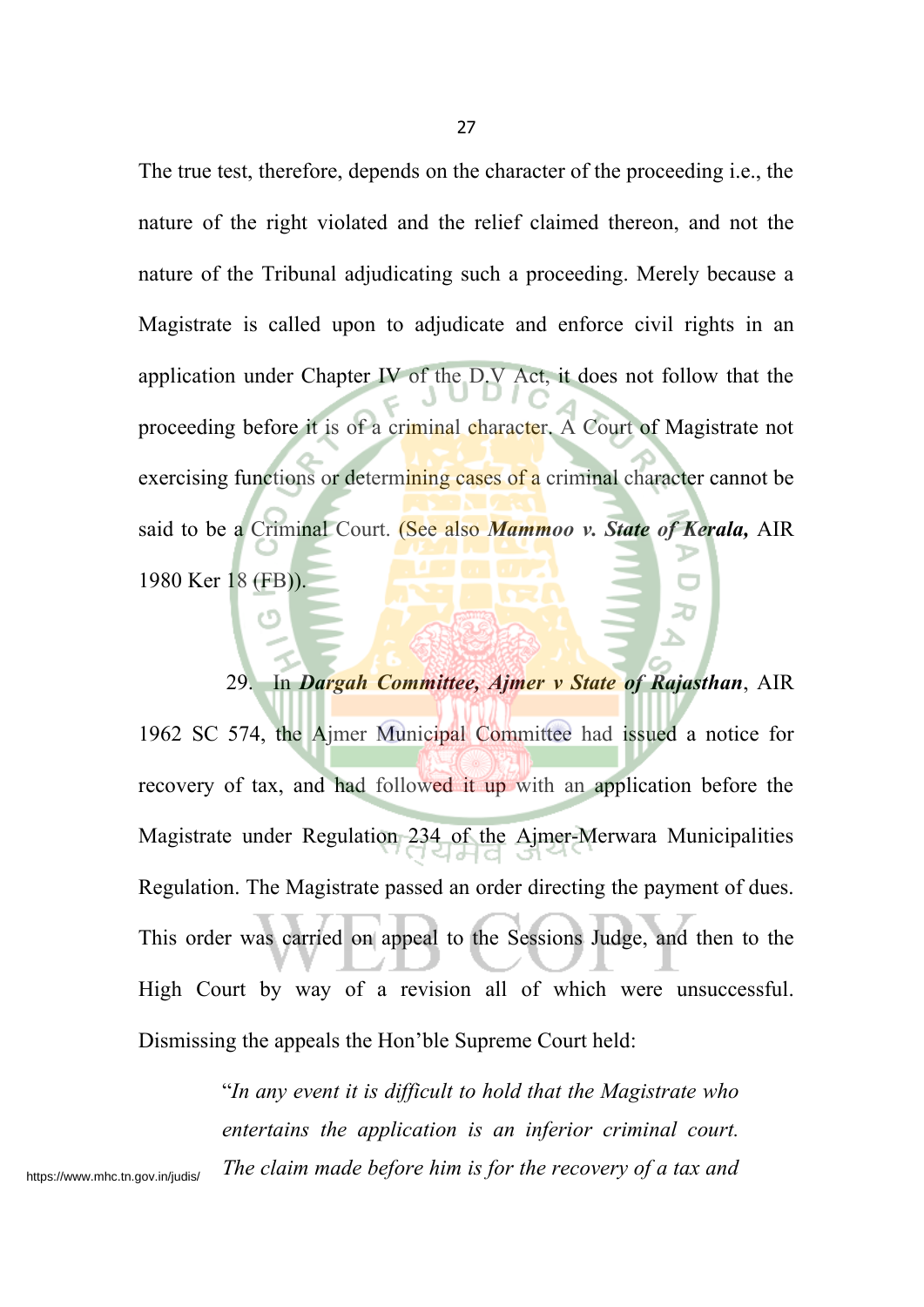The true test, therefore, depends on the character of the proceeding i.e., the nature of the right violated and the relief claimed thereon, and not the nature of the Tribunal adjudicating such a proceeding. Merely because a Magistrate is called upon to adjudicate and enforce civil rights in an application under Chapter IV of the D.V Act, it does not follow that the proceeding before it is of a criminal character. A Court of Magistrate not exercising functions or determining cases of a criminal character cannot be said to be a Criminal Court. (See also ***Mammoo v. State of Kerala,*** AIR 1980 Ker 18 (FB)).

29. In ***Dargah Committee, Ajmer v State of Rajasthan***, AIR 1962 SC 574, the Ajmer Municipal Committee had issued a notice for recovery of tax, and had followed it up with an application before the Magistrate under Regulation 234 of the Ajmer-Merwara Municipalities Regulation. The Magistrate passed an order directing the payment of dues. This order was carried on appeal to the Sessions Judge, and then to the High Court by way of a revision all of which were unsuccessful. Dismissing the appeals the Hon'ble Supreme Court held:

> "*In any event it is difficult to hold that the Magistrate who entertains the application is an inferior criminal court. The claim made before him is for the recovery of a tax and*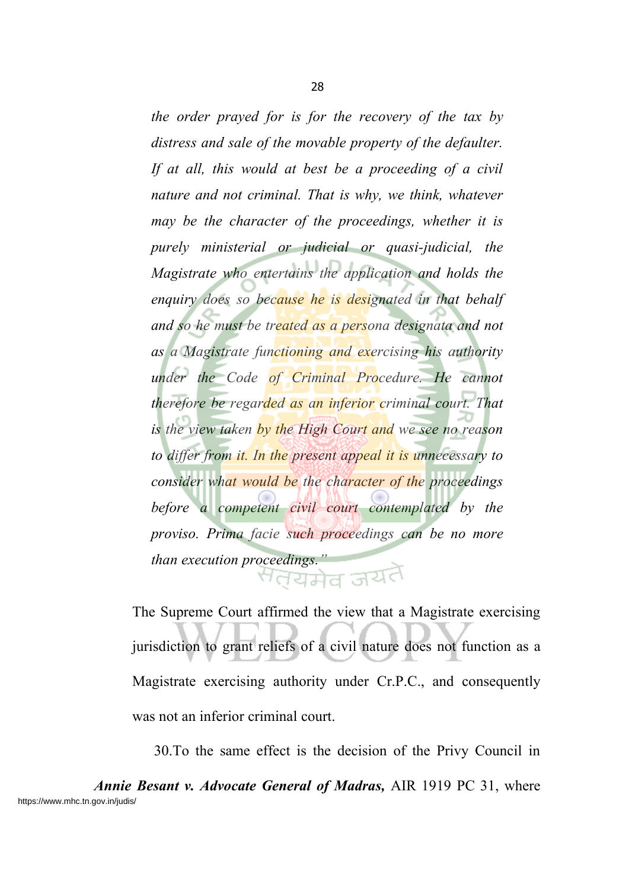*the order prayed for is for the recovery of the tax by distress and sale of the movable property of the defaulter. If at all, this would at best be a proceeding of a civil nature and not criminal. That is why, we think, whatever may be the character of the proceedings, whether it is purely ministerial or judicial or quasi-judicial, the Magistrate who entertains the application and holds the enquiry does so because he is designated in that behalf and so he must be treated as a persona designata and not as a Magistrate functioning and exercising his authority under the Code of Criminal Procedure. He cannot therefore be regarded as an inferior criminal court. That is the view taken by the High Court and we see no reason to differ from it. In the present appeal it is unnecessary to consider what would be the character of the proceedings before a competent civil court contemplated by the proviso. Prima facie such proceedings can be no more than execution proceedings."*

The Supreme Court affirmed the view that a Magistrate exercising jurisdiction to grant reliefs of a civil nature does not function as a Magistrate exercising authority under Cr.P.C., and consequently was not an inferior criminal court.

30.To the same effect is the decision of the Privy Council in ***Annie Besant v. Advocate General of Madras,*** AIR 1919 PC 31, where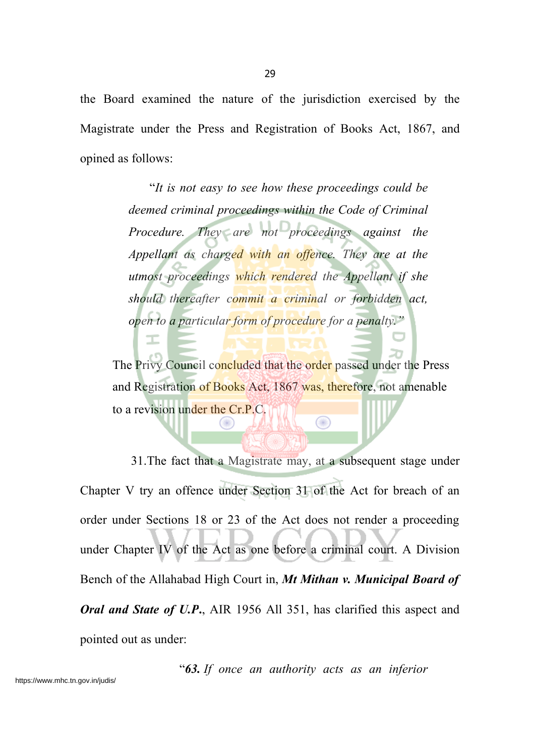the Board examined the nature of the jurisdiction exercised by the Magistrate under the Press and Registration of Books Act, 1867, and opined as follows:

> "*It is not easy to see how these proceedings could be deemed criminal proceedings within the Code of Criminal Procedure. They are not proceedings against the Appellant as charged with an offence. They are at the utmost proceedings which rendered the Appellant if she should thereafter commit a criminal or forbidden act, open to a particular form of procedure for a penalty.*"

The Privy Council concluded that the order passed under the Press and Registration of Books Act, 1867 was, therefore, not amenable to a revision under the Cr.P.C.

31.The fact that a Magistrate may, at a subsequent stage under Chapter V try an offence under Section 31 of the Act for breach of an order under Sections 18 or 23 of the Act does not render a proceeding under Chapter IV of the Act as one before a criminal court. A Division Bench of the Allahabad High Court in, ***Mt Mithan v. Municipal Board of Oral and State of U.P.***, AIR 1956 All 351, has clarified this aspect and pointed out as under:

> "***63.*** *If once an authority acts as an inferior*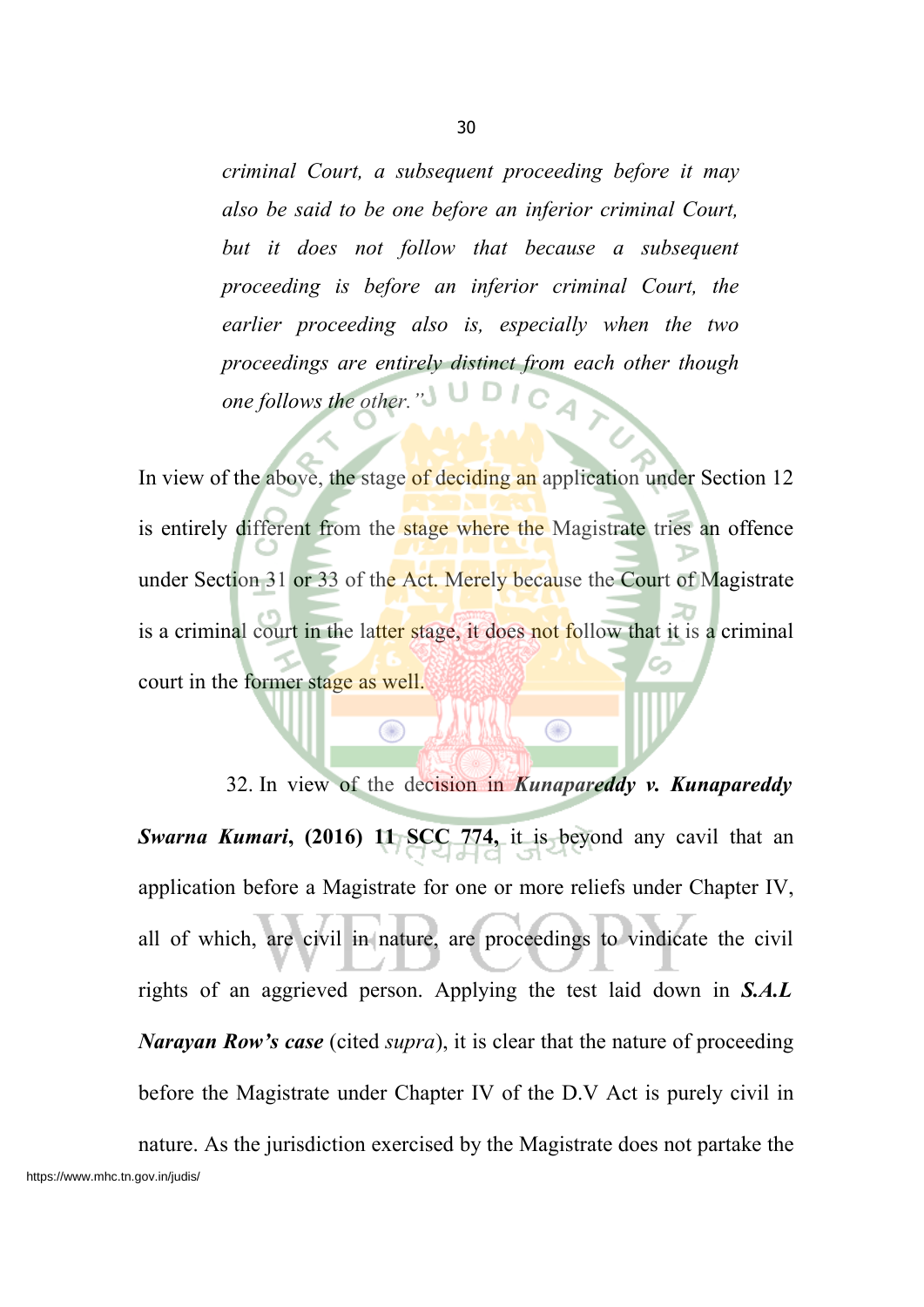> *criminal Court, a subsequent proceeding before it may also be said to be one before an inferior criminal Court, but it does not follow that because a subsequent proceeding is before an inferior criminal Court, the earlier proceeding also is, especially when the two proceedings are entirely distinct from each other though one follows the other."*

In view of the above, the stage of deciding an application under Section 12 is entirely different from the stage where the Magistrate tries an offence under Section 31 or 33 of the Act. Merely because the Court of Magistrate is a criminal court in the latter stage, it does not follow that it is a criminal court in the former stage as well.

32. In view of the decision in ***Kunapareddy v. Kunapareddy Swarna Kumari*, (2016) 11 SCC 774,** it is beyond any cavil that an application before a Magistrate for one or more reliefs under Chapter IV, all of which, are civil in nature, are proceedings to vindicate the civil rights of an aggrieved person. Applying the test laid down in ***S.A.L Narayan Row's case*** (cited *supra*), it is clear that the nature of proceeding before the Magistrate under Chapter IV of the D.V Act is purely civil in nature. As the jurisdiction exercised by the Magistrate does not partake the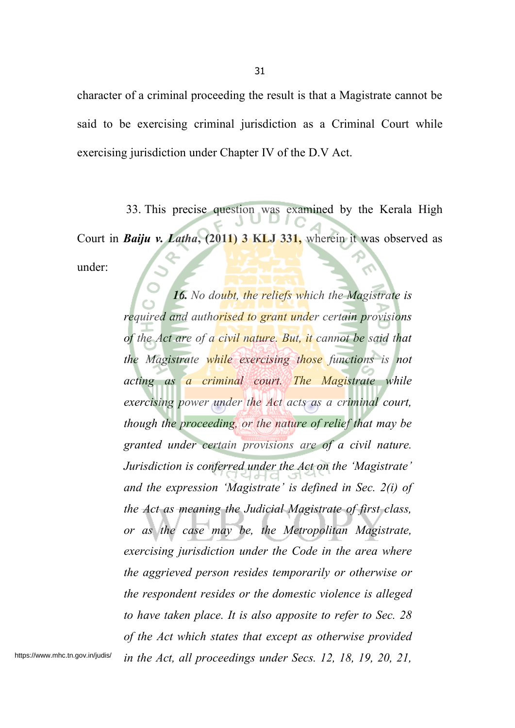character of a criminal proceeding the result is that a Magistrate cannot be said to be exercising criminal jurisdiction as a Criminal Court while exercising jurisdiction under Chapter IV of the D.V Act.

33. This precise question was examined by the Kerala High Court in ***Baiju v. Latha*, (2011) 3 KLJ 331,** wherein it was observed as under:

> ***16.*** *No doubt, the reliefs which the Magistrate is required and authorised to grant under certain provisions of the Act are of a civil nature. But, it cannot be said that the Magistrate while exercising those functions is not acting as a criminal court. The Magistrate while exercising power under the Act acts as a criminal court, though the proceeding, or the nature of relief that may be granted under certain provisions are of a civil nature. Jurisdiction is conferred under the Act on the 'Magistrate' and the expression 'Magistrate' is defined in Sec. 2(i) of the Act as meaning the Judicial Magistrate of first class, or as the case may be, the Metropolitan Magistrate, exercising jurisdiction under the Code in the area where the aggrieved person resides temporarily or otherwise or the respondent resides or the domestic violence is alleged to have taken place. It is also apposite to refer to Sec. 28 of the Act which states that except as otherwise provided in the Act, all proceedings under Secs. 12, 18, 19, 20, 21,*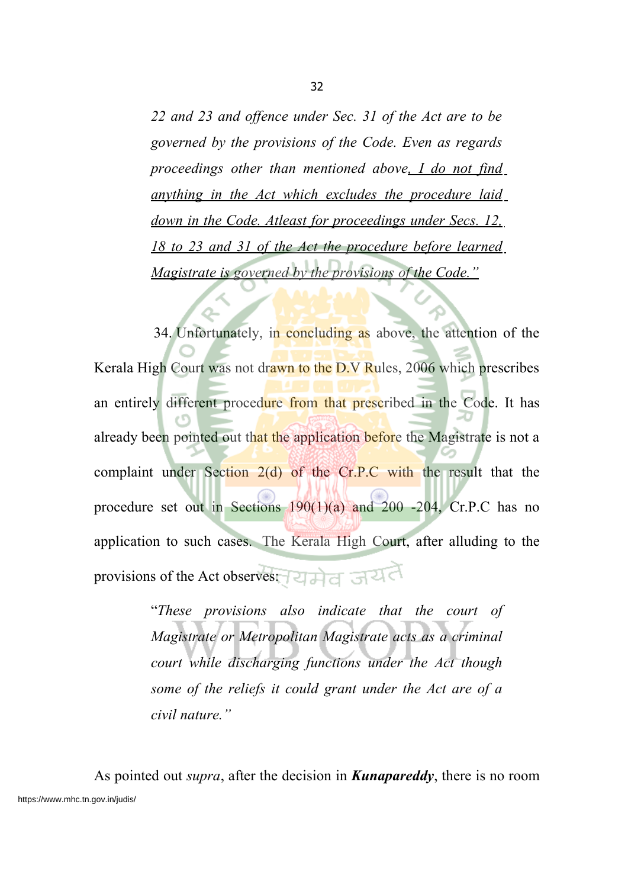> *22 and 23 and offence under Sec. 31 of the Act are to be governed by the provisions of the Code. Even as regards proceedings other than mentioned above, I do not find anything in the Act which excludes the procedure laid down in the Code. Atleast for proceedings under Secs. 12, 18 to 23 and 31 of the Act the procedure before learned Magistrate is governed by the provisions of the Code."*

34. Unfortunately, in concluding as above, the attention of the Kerala High Court was not drawn to the D.V Rules, 2006 which prescribes an entirely different procedure from that prescribed in the Code. It has already been pointed out that the application before the Magistrate is not a complaint under Section 2(d) of the Cr.P.C with the result that the procedure set out in Sections 190(1)(a) and 200 -204, Cr.P.C has no application to such cases. The Kerala High Court, after alluding to the provisions of the Act observes:

> "*These provisions also indicate that the court of Magistrate or Metropolitan Magistrate acts as a criminal court while discharging functions under the Act though some of the reliefs it could grant under the Act are of a civil nature."*

As pointed out *supra*, after the decision in ***Kunapareddy***, there is no room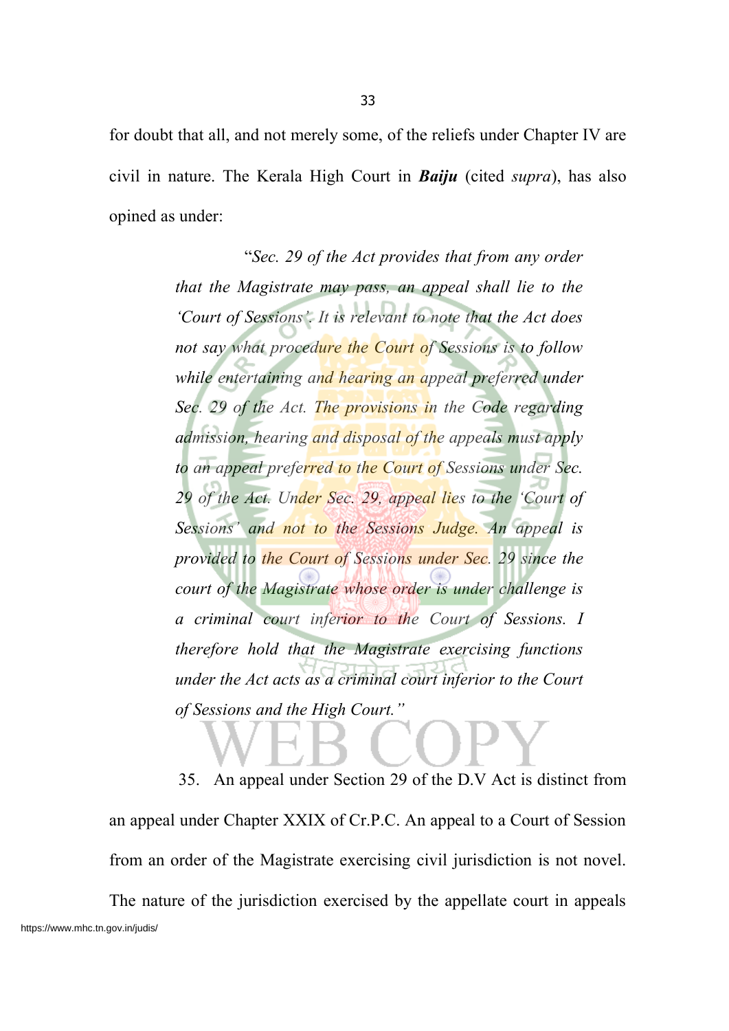for doubt that all, and not merely some, of the reliefs under Chapter IV are civil in nature. The Kerala High Court in ***Baiju*** (cited *supra*), has also opined as under:

> "*Sec. 29 of the Act provides that from any order that the Magistrate may pass, an appeal shall lie to the 'Court of Sessions'. It is relevant to note that the Act does not say what procedure the Court of Sessions is to follow while entertaining and hearing an appeal preferred under Sec. 29 of the Act. The provisions in the Code regarding admission, hearing and disposal of the appeals must apply to an appeal preferred to the Court of Sessions under Sec. 29 of the Act. Under Sec. 29, appeal lies to the 'Court of Sessions' and not to the Sessions Judge. An appeal is provided to the Court of Sessions under Sec. 29 since the court of the Magistrate whose order is under challenge is a criminal court inferior to the Court of Sessions. I therefore hold that the Magistrate exercising functions under the Act acts as a criminal court inferior to the Court of Sessions and the High Court.*"

35. An appeal under Section 29 of the D.V Act is distinct from an appeal under Chapter XXIX of Cr.P.C. An appeal to a Court of Session from an order of the Magistrate exercising civil jurisdiction is not novel. The nature of the jurisdiction exercised by the appellate court in appeals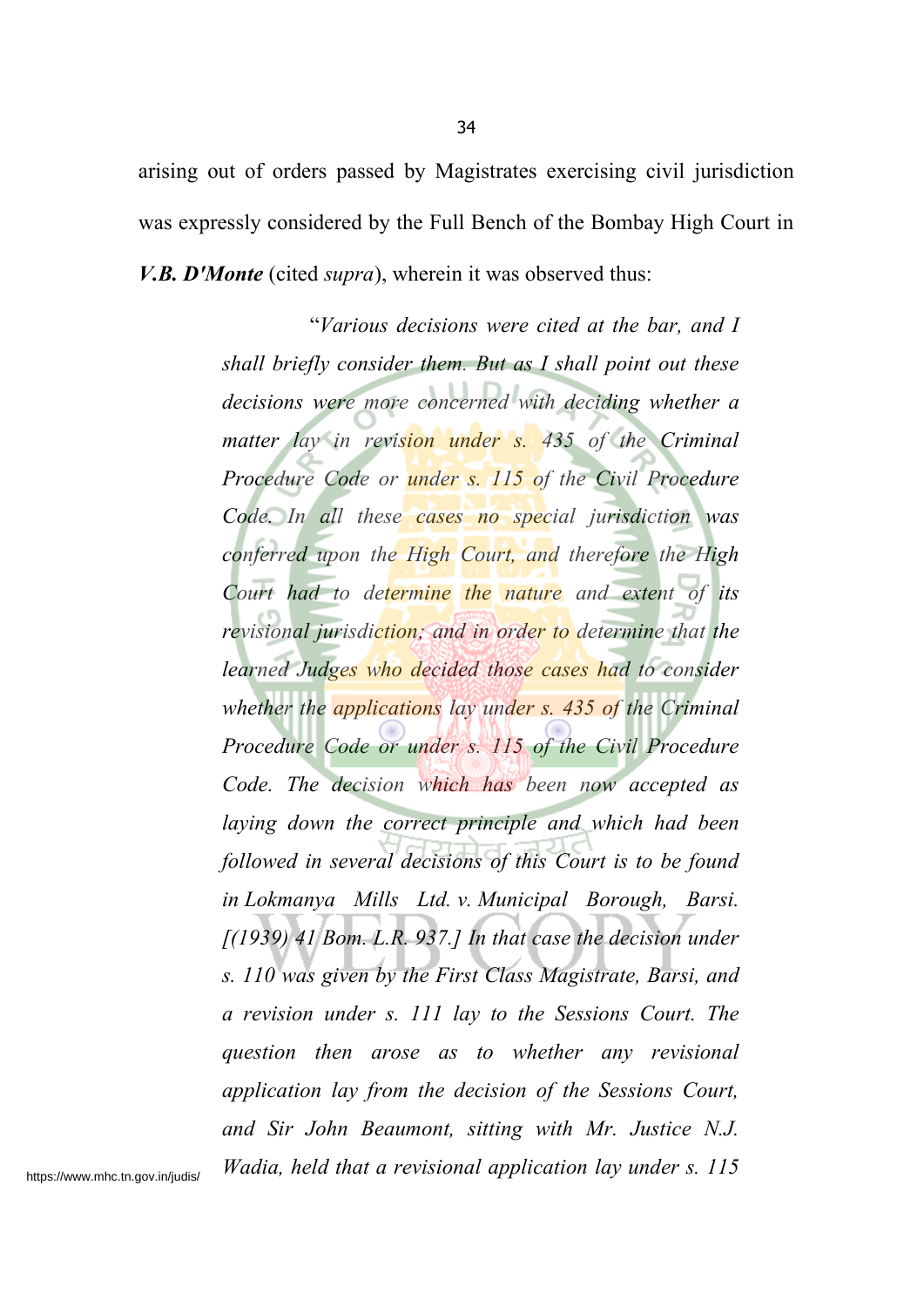arising out of orders passed by Magistrates exercising civil jurisdiction was expressly considered by the Full Bench of the Bombay High Court in ***V.B. D'Monte*** (cited *supra*), wherein it was observed thus:

> "*Various decisions were cited at the bar, and I shall briefly consider them. But as I shall point out these decisions were more concerned with deciding whether a matter lay in revision under s. 435 of the Criminal Procedure Code or under s. 115 of the Civil Procedure Code. In all these cases no special jurisdiction was conferred upon the High Court, and therefore the High Court had to determine the nature and extent of its revisional jurisdiction; and in order to determine that the learned Judges who decided those cases had to consider whether the applications lay under s. 435 of the Criminal Procedure Code or under s. 115 of the Civil Procedure Code. The decision which has been now accepted as laying down the correct principle and which had been followed in several decisions of this Court is to be found in Lokmanya Mills Ltd. v. Municipal Borough, Barsi. [(1939) 41 Bom. L.R. 937.] In that case the decision under s. 110 was given by the First Class Magistrate, Barsi, and a revision under s. 111 lay to the Sessions Court. The question then arose as to whether any revisional application lay from the decision of the Sessions Court, and Sir John Beaumont, sitting with Mr. Justice N.J. Wadia, held that a revisional application lay under s. 115*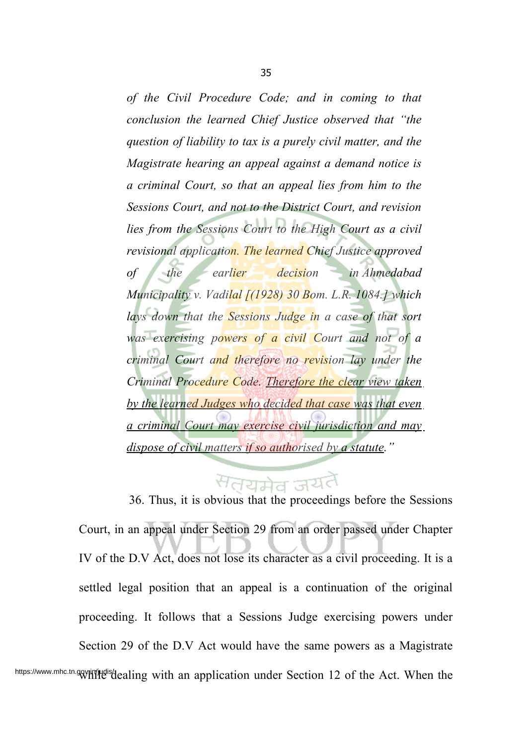*of the Civil Procedure Code; and in coming to that conclusion the learned Chief Justice observed that "the question of liability to tax is a purely civil matter, and the Magistrate hearing an appeal against a demand notice is a criminal Court, so that an appeal lies from him to the Sessions Court, and not to the District Court, and revision lies from the Sessions Court to the High Court as a civil revisional application. The learned Chief Justice approved of the earlier decision in Ahmedabad Municipality v. Vadilal [(1928) 30 Bom. L.R. 1084.] which lays down that the Sessions Judge in a case of that sort was exercising powers of a civil Court and not of a criminal Court and therefore no revision lay under the Criminal Procedure Code. <u>Therefore the clear view taken by the learned Judges who decided that case was that even a criminal Court may exercise civil jurisdiction and may dispose of civil matters if so authorised by a statute</u>."*

36. Thus, it is obvious that the proceedings before the Sessions Court, in an appeal under Section 29 from an order passed under Chapter IV of the D.V Act, does not lose its character as a civil proceeding. It is a settled legal position that an appeal is a continuation of the original proceeding. It follows that a Sessions Judge exercising powers under Section 29 of the D.V Act would have the same powers as a Magistrate while dealing with an application under Section 12 of the Act. When the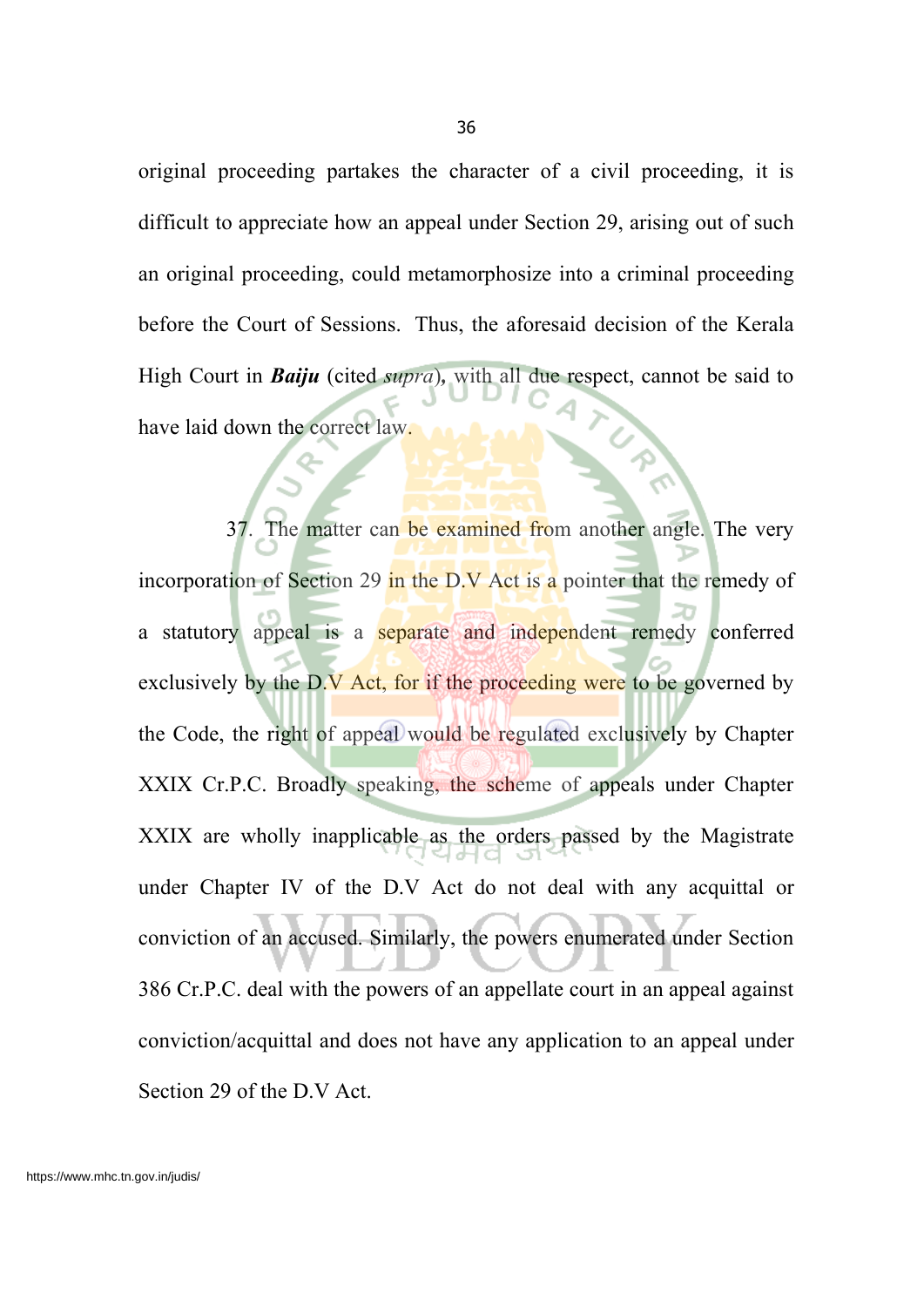original proceeding partakes the character of a civil proceeding, it is difficult to appreciate how an appeal under Section 29, arising out of such an original proceeding, could metamorphosize into a criminal proceeding before the Court of Sessions. Thus, the aforesaid decision of the Kerala High Court in ***Baiju*** (cited *supra*), with all due respect, cannot be said to have laid down the correct law.

37. The matter can be examined from another angle. The very incorporation of Section 29 in the D.V Act is a pointer that the remedy of a statutory appeal is a separate and independent remedy conferred exclusively by the D.V Act, for if the proceeding were to be governed by the Code, the right of appeal would be regulated exclusively by Chapter XXIX Cr.P.C. Broadly speaking, the scheme of appeals under Chapter XXIX are wholly inapplicable as the orders passed by the Magistrate under Chapter IV of the D.V Act do not deal with any acquittal or conviction of an accused. Similarly, the powers enumerated under Section 386 Cr.P.C. deal with the powers of an appellate court in an appeal against conviction/acquittal and does not have any application to an appeal under Section 29 of the D.V Act.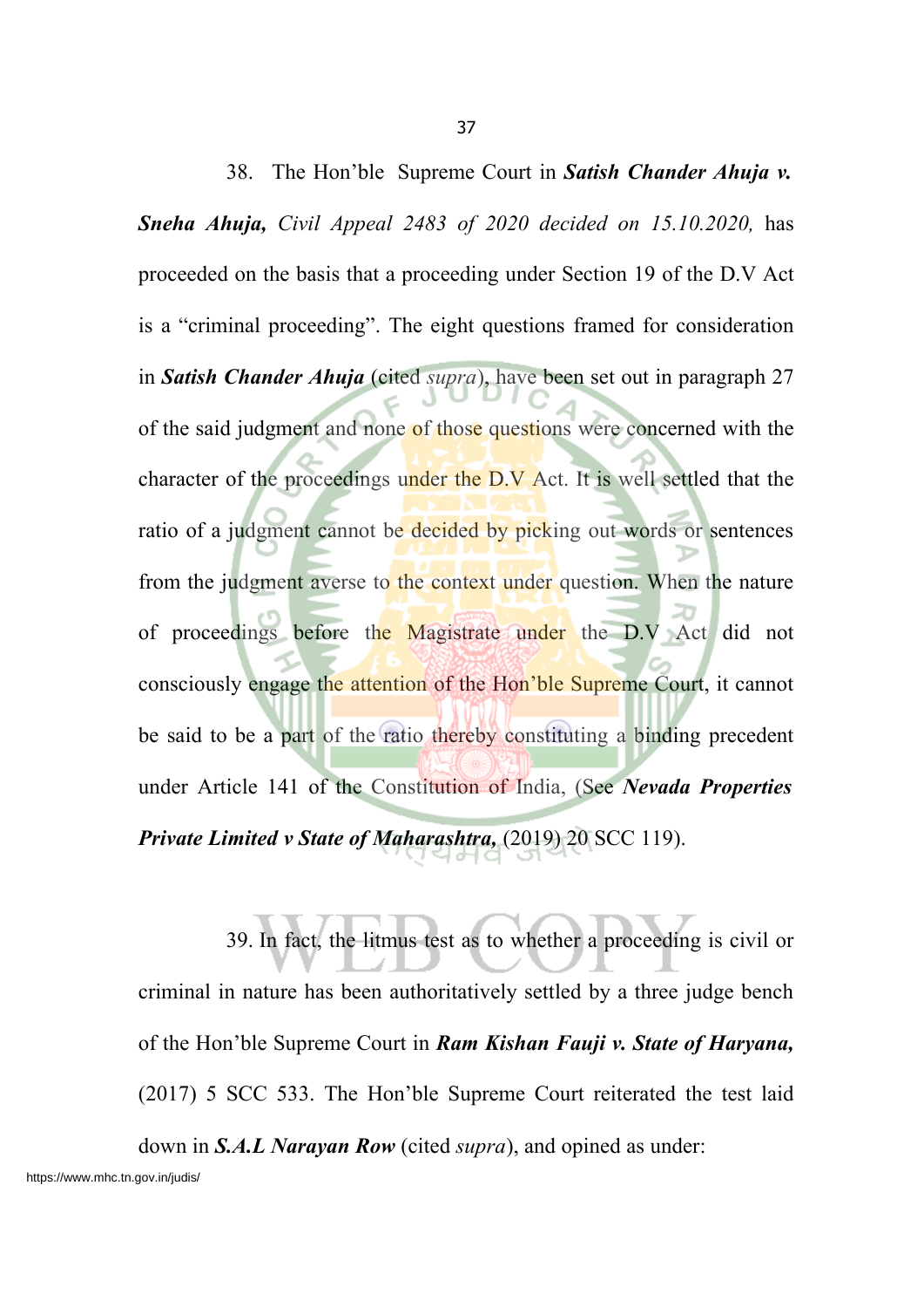38. The Hon'ble Supreme Court in ***Satish Chander Ahuja v. Sneha Ahuja,*** *Civil Appeal 2483 of 2020 decided on 15.10.2020,* has proceeded on the basis that a proceeding under Section 19 of the D.V Act is a "criminal proceeding". The eight questions framed for consideration in ***Satish Chander Ahuja*** (cited *supra*), have been set out in paragraph 27 of the said judgment and none of those questions were concerned with the character of the proceedings under the D.V Act. It is well settled that the ratio of a judgment cannot be decided by picking out words or sentences from the judgment averse to the context under question. When the nature of proceedings before the Magistrate under the D.V Act did not consciously engage the attention of the Hon'ble Supreme Court, it cannot be said to be a part of the ratio thereby constituting a binding precedent under Article 141 of the Constitution of India, (See ***Nevada Properties Private Limited v State of Maharashtra,*** (2019) 20 SCC 119).

39. In fact, the litmus test as to whether a proceeding is civil or criminal in nature has been authoritatively settled by a three judge bench of the Hon'ble Supreme Court in ***Ram Kishan Fauji v. State of Haryana,*** (2017) 5 SCC 533. The Hon'ble Supreme Court reiterated the test laid down in ***S.A.L Narayan Row*** (cited *supra*), and opined as under: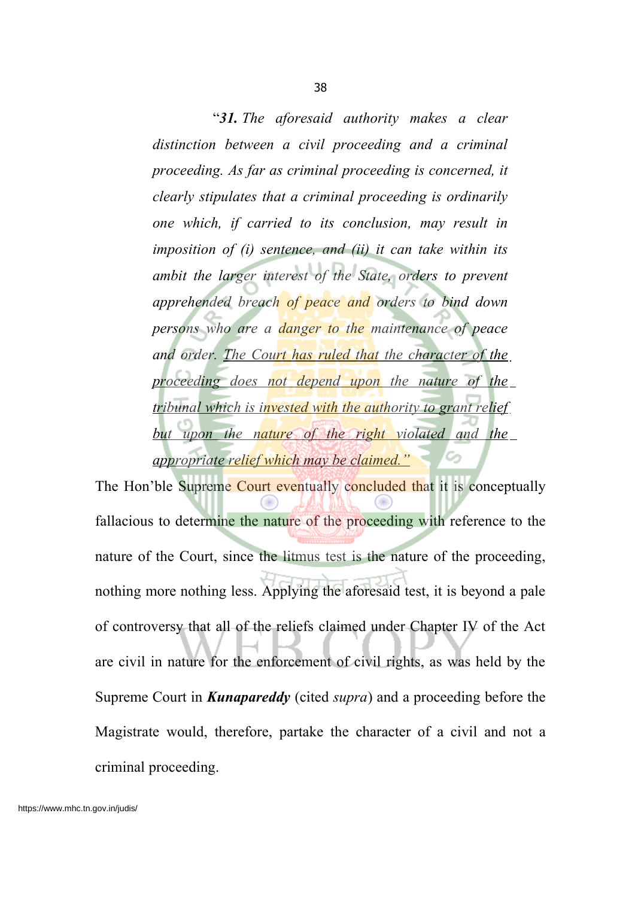> *"**31.** The aforesaid authority makes a clear distinction between a civil proceeding and a criminal proceeding. As far as criminal proceeding is concerned, it clearly stipulates that a criminal proceeding is ordinarily one which, if carried to its conclusion, may result in imposition of (i) sentence, and (ii) it can take within its ambit the larger interest of the State, orders to prevent apprehended breach of peace and orders to bind down persons who are a danger to the maintenance of peace and order. <u>The Court has ruled that the character of the proceeding does not depend upon the nature of the tribunal which is invested with the authority to grant relief but upon the nature of the right violated and the appropriate relief which may be claimed."</u>*

The Hon'ble Supreme Court eventually concluded that it is conceptually fallacious to determine the nature of the proceeding with reference to the nature of the Court, since the litmus test is the nature of the proceeding, nothing more nothing less. Applying the aforesaid test, it is beyond a pale of controversy that all of the reliefs claimed under Chapter IV of the Act are civil in nature for the enforcement of civil rights, as was held by the Supreme Court in ***Kunapareddy*** (cited *supra*) and a proceeding before the Magistrate would, therefore, partake the character of a civil and not a criminal proceeding.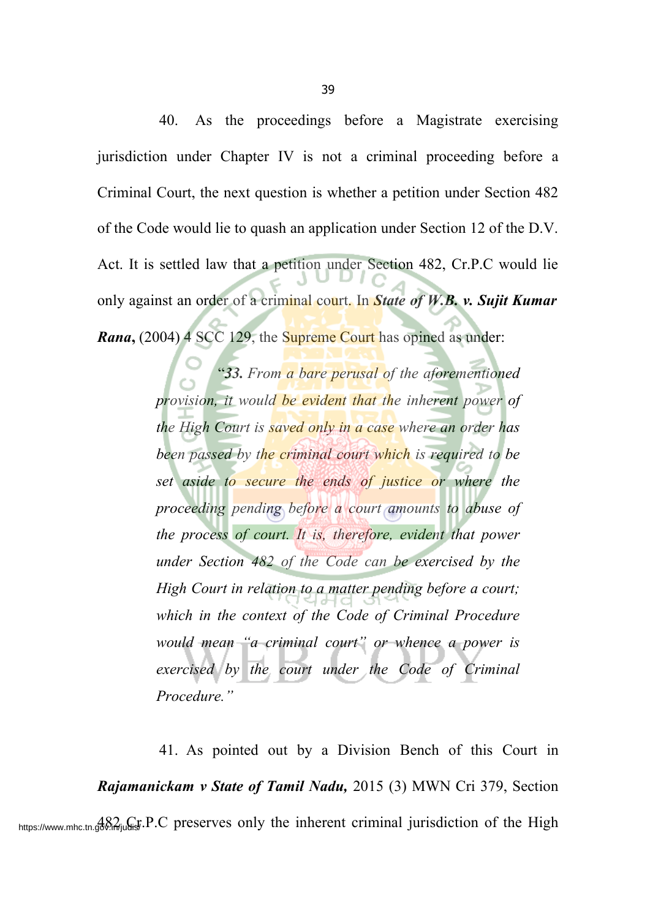40. As the proceedings before a Magistrate exercising jurisdiction under Chapter IV is not a criminal proceeding before a Criminal Court, the next question is whether a petition under Section 482 of the Code would lie to quash an application under Section 12 of the D.V. Act. It is settled law that a petition under Section 482, Cr.P.C would lie only against an order of a criminal court. In ***State of W.B. v. Sujit Kumar Rana***, (2004) 4 SCC 129, the Supreme Court has opined as under:

> *"**33.** From a bare perusal of the aforementioned provision, it would be evident that the inherent power of the High Court is saved only in a case where an order has been passed by the criminal court which is required to be set aside to secure the ends of justice or where the proceeding pending before a court amounts to abuse of the process of court. It is, therefore, evident that power under Section 482 of the Code can be exercised by the High Court in relation to a matter pending before a court; which in the context of the Code of Criminal Procedure would mean "a criminal court" or whence a power is exercised by the court under the Code of Criminal Procedure."*

41. As pointed out by a Division Bench of this Court in ***Rajamanickam v State of Tamil Nadu,*** 2015 (3) MWN Cri 379, Section 482 Cr.P.C preserves only the inherent criminal jurisdiction of the High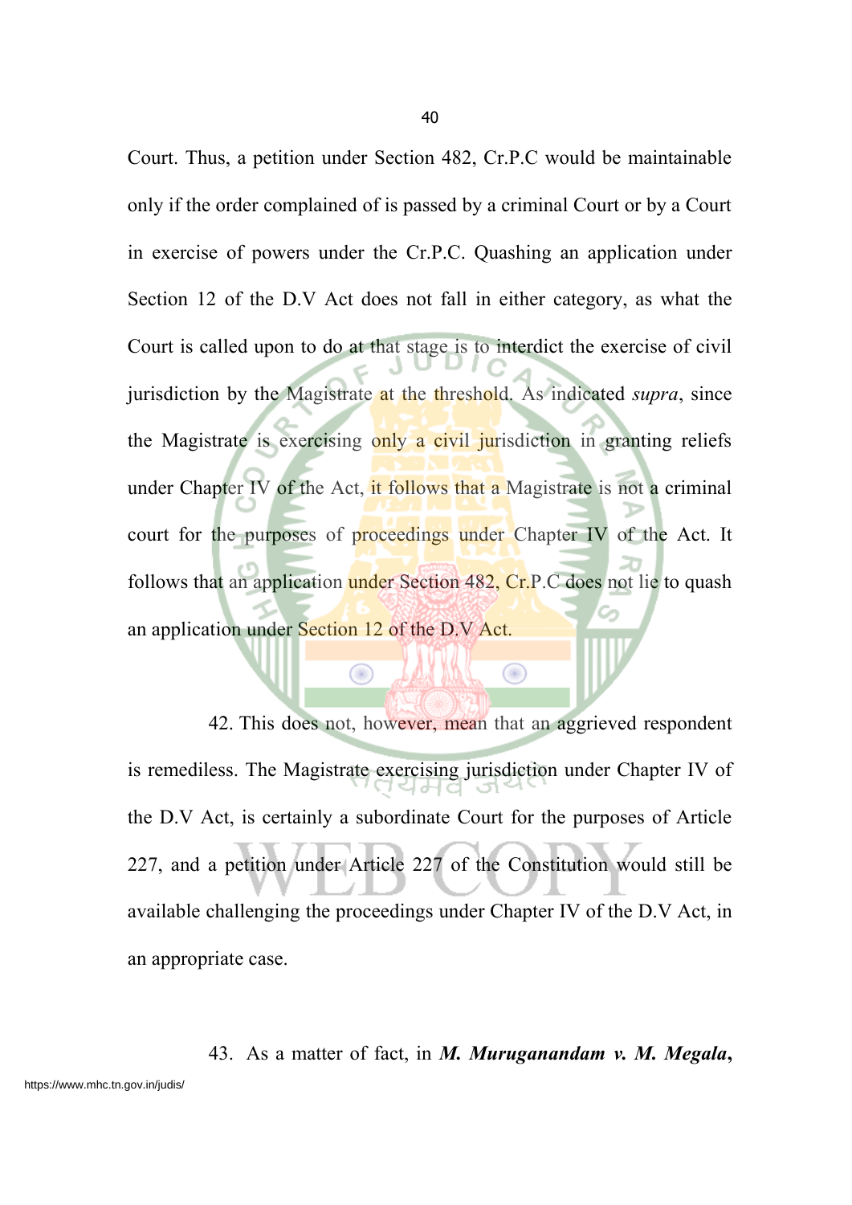Court. Thus, a petition under Section 482, Cr.P.C would be maintainable only if the order complained of is passed by a criminal Court or by a Court in exercise of powers under the Cr.P.C. Quashing an application under Section 12 of the D.V Act does not fall in either category, as what the Court is called upon to do at that stage is to interdict the exercise of civil jurisdiction by the Magistrate at the threshold. As indicated *supra*, since the Magistrate is exercising only a civil jurisdiction in granting reliefs under Chapter IV of the Act, it follows that a Magistrate is not a criminal court for the purposes of proceedings under Chapter IV of the Act. It follows that an application under Section 482, Cr.P.C does not lie to quash an application under Section 12 of the D.V Act.

42. This does not, however, mean that an aggrieved respondent is remediless. The Magistrate exercising jurisdiction under Chapter IV of the D.V Act, is certainly a subordinate Court for the purposes of Article 227, and a petition under Article 227 of the Constitution would still be available challenging the proceedings under Chapter IV of the D.V Act, in an appropriate case.

43. As a matter of fact, in ***M. Muruganandam v. M. Megala***,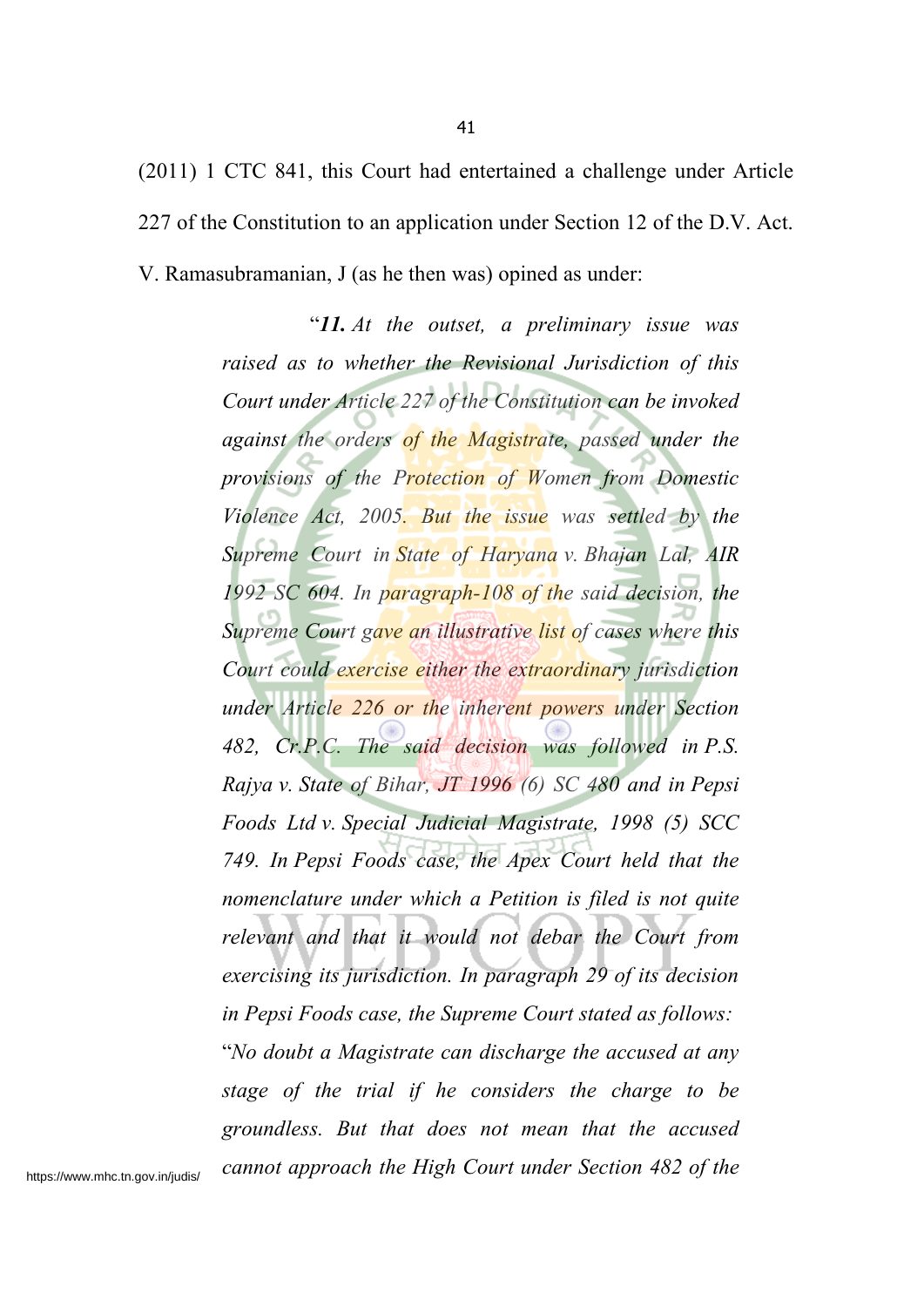(2011) 1 CTC 841, this Court had entertained a challenge under Article 227 of the Constitution to an application under Section 12 of the D.V. Act. V. Ramasubramanian, J (as he then was) opined as under:

> "***11.*** *At the outset, a preliminary issue was raised as to whether the Revisional Jurisdiction of this Court under Article 227 of the Constitution can be invoked against the orders of the Magistrate, passed under the provisions of the Protection of Women from Domestic Violence Act, 2005. But the issue was settled by the Supreme Court in State of Haryana v. Bhajan Lal, AIR 1992 SC 604. In paragraph-108 of the said decision, the Supreme Court gave an illustrative list of cases where this Court could exercise either the extraordinary jurisdiction under Article 226 or the inherent powers under Section 482, Cr.P.C. The said decision was followed in P.S. Rajya v. State of Bihar, JT 1996 (6) SC 480 and in Pepsi Foods Ltd v. Special Judicial Magistrate, 1998 (5) SCC 749. In Pepsi Foods case, the Apex Court held that the nomenclature under which a Petition is filed is not quite relevant and that it would not debar the Court from exercising its jurisdiction. In paragraph 29 of its decision in Pepsi Foods case, the Supreme Court stated as follows:*
> 
> *"No doubt a Magistrate can discharge the accused at any stage of the trial if he considers the charge to be groundless. But that does not mean that the accused cannot approach the High Court under Section 482 of the*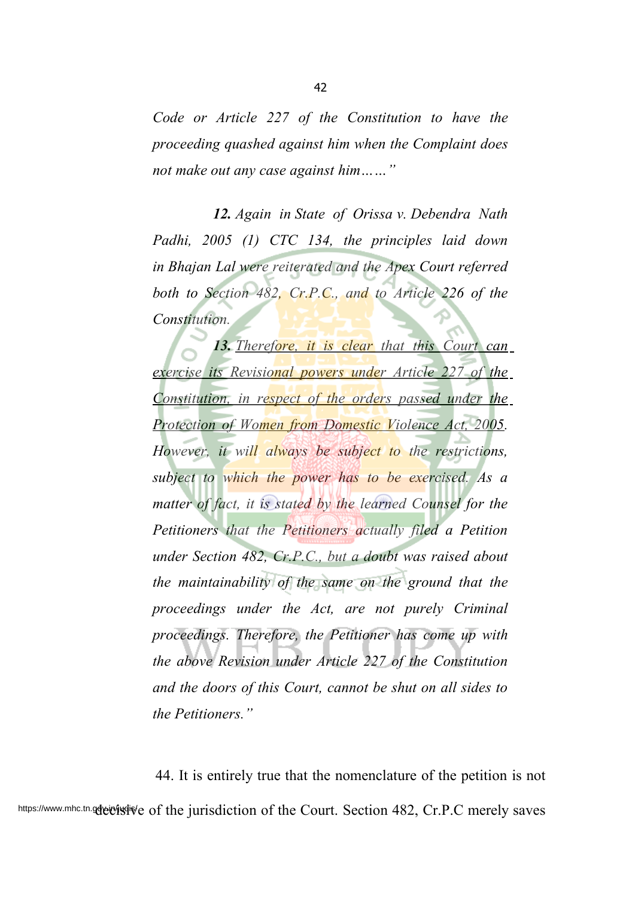*Code or Article 227 of the Constitution to have the proceeding quashed against him when the Complaint does not make out any case against him……"*

***12.*** *Again in State of Orissa v. Debendra Nath Padhi, 2005 (1) CTC 134, the principles laid down in Bhajan Lal were reiterated and the Apex Court referred both to Section 482, Cr.P.C., and to Article 226 of the Constitution.*

***13.*** *Therefore, it is clear that this Court can exercise its Revisional powers under Article 227 of the Constitution, in respect of the orders passed under the Protection of Women from Domestic Violence Act, 2005. However, it will always be subject to the restrictions, subject to which the power has to be exercised. As a matter of fact, it is stated by the learned Counsel for the Petitioners that the Petitioners actually filed a Petition under Section 482, Cr.P.C., but a doubt was raised about the maintainability of the same on the ground that the proceedings under the Act, are not purely Criminal proceedings. Therefore, the Petitioner has come up with the above Revision under Article 227 of the Constitution and the doors of this Court, cannot be shut on all sides to the Petitioners."*

44. It is entirely true that the nomenclature of the petition is not decisive of the jurisdiction of the Court. Section 482, Cr.P.C merely saves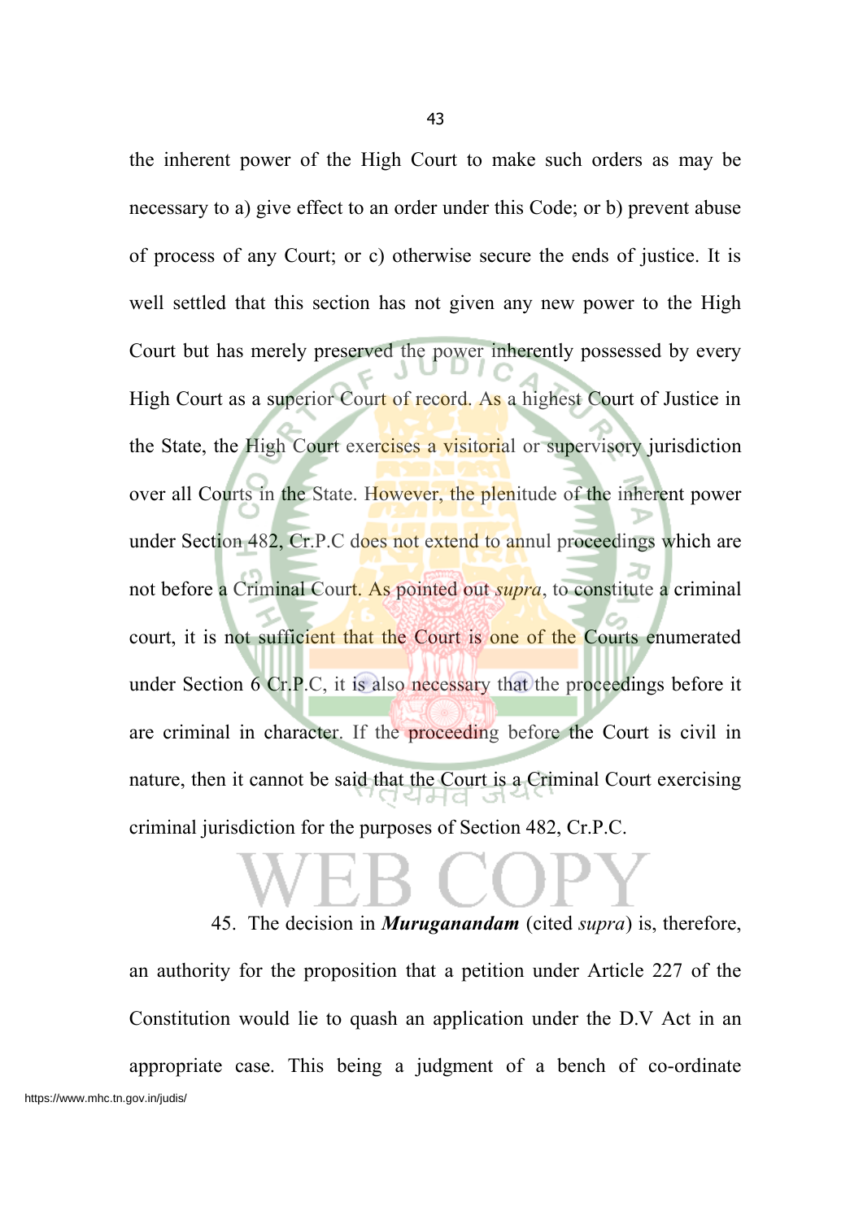the inherent power of the High Court to make such orders as may be necessary to a) give effect to an order under this Code; or b) prevent abuse of process of any Court; or c) otherwise secure the ends of justice. It is well settled that this section has not given any new power to the High Court but has merely preserved the power inherently possessed by every High Court as a superior Court of record. As a highest Court of Justice in the State, the High Court exercises a visitorial or supervisory jurisdiction over all Courts in the State. However, the plenitude of the inherent power under Section 482, Cr.P.C does not extend to annul proceedings which are not before a Criminal Court. As pointed out *supra*, to constitute a criminal court, it is not sufficient that the Court is one of the Courts enumerated under Section 6 Cr.P.C, it is also necessary that the proceedings before it are criminal in character. If the proceeding before the Court is civil in nature, then it cannot be said that the Court is a Criminal Court exercising criminal jurisdiction for the purposes of Section 482, Cr.P.C.

45. The decision in ***Muruganandam*** (cited *supra*) is, therefore, an authority for the proposition that a petition under Article 227 of the Constitution would lie to quash an application under the D.V Act in an appropriate case. This being a judgment of a bench of co-ordinate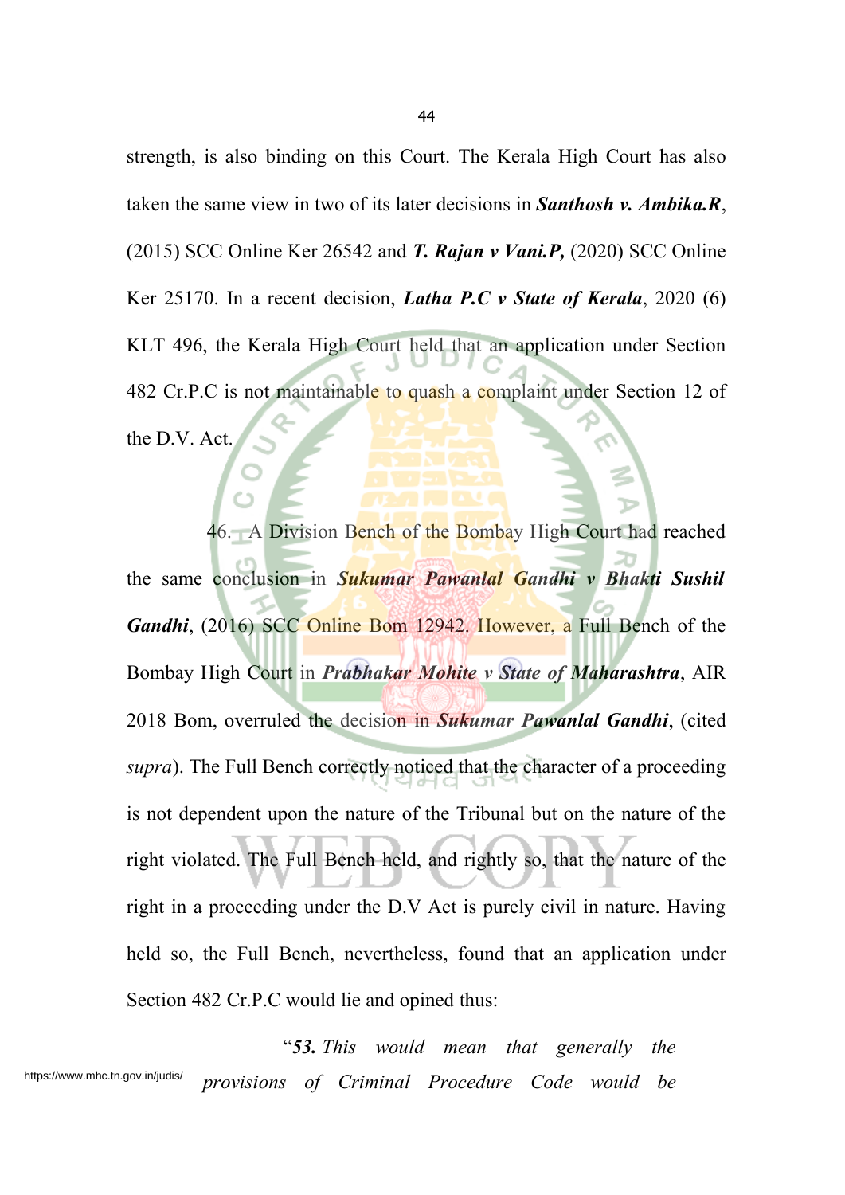strength, is also binding on this Court. The Kerala High Court has also taken the same view in two of its later decisions in ***Santhosh v. Ambika.R***, (2015) SCC Online Ker 26542 and ***T. Rajan v Vani.P,*** (2020) SCC Online Ker 25170. In a recent decision, ***Latha P.C v State of Kerala***, 2020 (6) KLT 496, the Kerala High Court held that an application under Section 482 Cr.P.C is not maintainable to quash a complaint under Section 12 of the D.V. Act.

46. A Division Bench of the Bombay High Court had reached the same conclusion in ***Sukumar Pawanlal Gandhi v Bhakti Sushil Gandhi***, (2016) SCC Online Bom 12942. However, a Full Bench of the Bombay High Court in ***Prabhakar Mohite v State of Maharashtra***, AIR 2018 Bom, overruled the decision in ***Sukumar Pawanlal Gandhi***, (cited *supra*). The Full Bench correctly noticed that the character of a proceeding is not dependent upon the nature of the Tribunal but on the nature of the right violated. The Full Bench held, and rightly so, that the nature of the right in a proceeding under the D.V Act is purely civil in nature. Having held so, the Full Bench, nevertheless, found that an application under Section 482 Cr.P.C would lie and opined thus:

> "***53.*** *This would mean that generally the provisions of Criminal Procedure Code would be*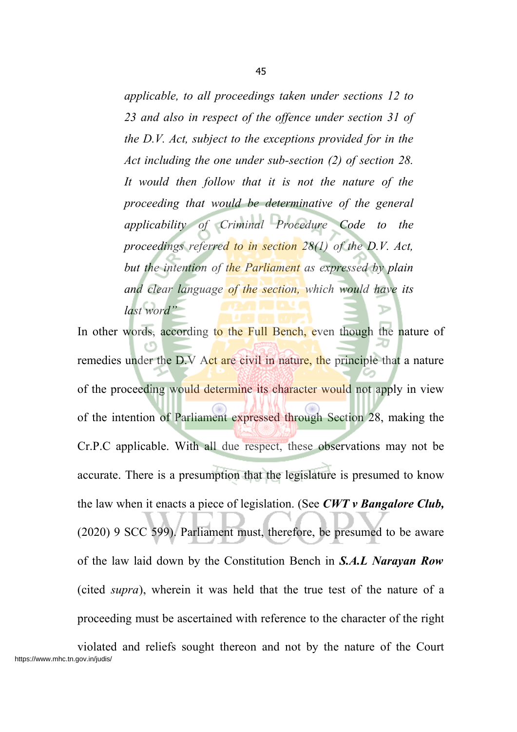> *applicable, to all proceedings taken under sections 12 to 23 and also in respect of the offence under section 31 of the D.V. Act, subject to the exceptions provided for in the Act including the one under sub-section (2) of section 28. It would then follow that it is not the nature of the proceeding that would be determinative of the general applicability of Criminal Procedure Code to the proceedings referred to in section 28(1) of the D.V. Act, but the intention of the Parliament as expressed by plain and clear language of the section, which would have its last word"*

In other words, according to the Full Bench, even though the nature of remedies under the D.V Act are civil in nature, the principle that a nature of the proceeding would determine its character would not apply in view of the intention of Parliament expressed through Section 28, making the Cr.P.C applicable. With all due respect, these observations may not be accurate. There is a presumption that the legislature is presumed to know the law when it enacts a piece of legislation. (See ***CWT v Bangalore Club,*** (2020) 9 SCC 599). Parliament must, therefore, be presumed to be aware of the law laid down by the Constitution Bench in ***S.A.L Narayan Row*** (cited *supra*), wherein it was held that the true test of the nature of a proceeding must be ascertained with reference to the character of the right violated and reliefs sought thereon and not by the nature of the Court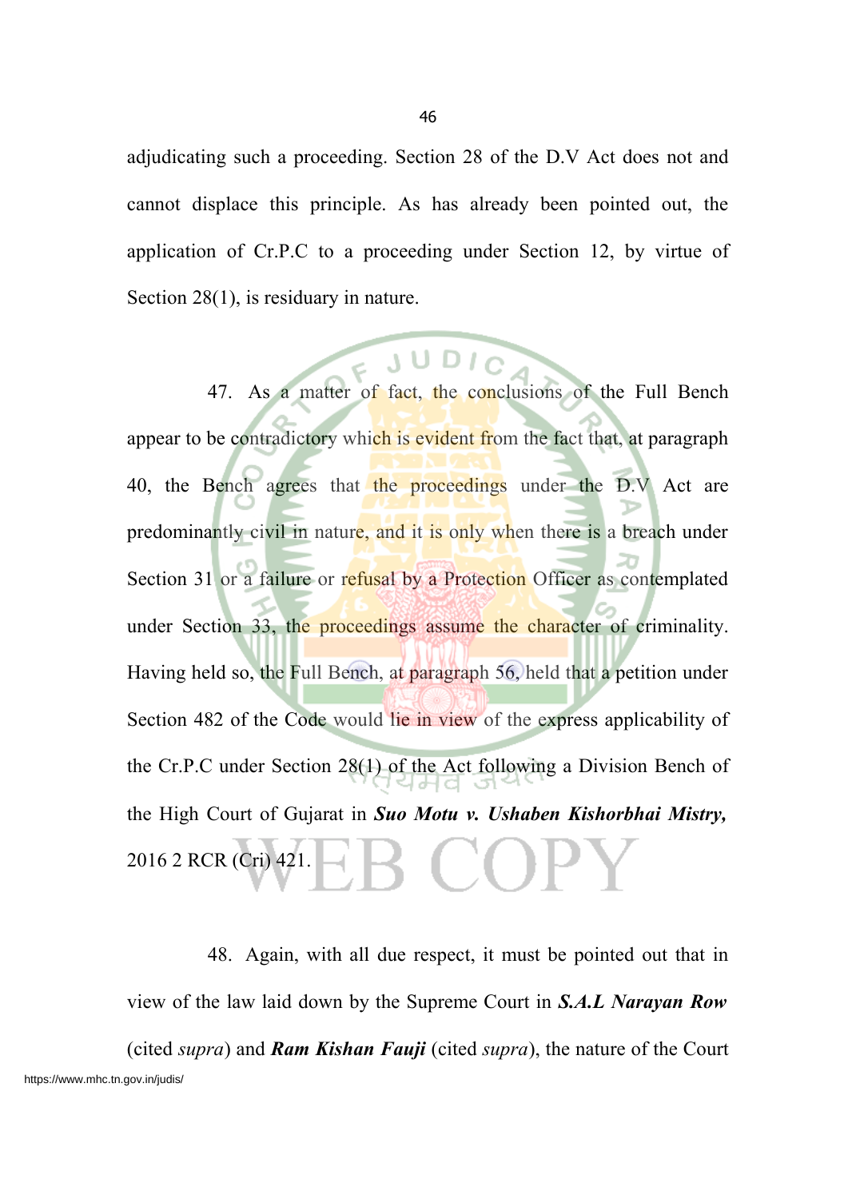adjudicating such a proceeding. Section 28 of the D.V Act does not and cannot displace this principle. As has already been pointed out, the application of Cr.P.C to a proceeding under Section 12, by virtue of Section 28(1), is residuary in nature.

47. As a matter of fact, the conclusions of the Full Bench appear to be contradictory which is evident from the fact that, at paragraph 40, the Bench agrees that the proceedings under the D.V Act are predominantly civil in nature, and it is only when there is a breach under Section 31 or a failure or refusal by a Protection Officer as contemplated under Section 33, the proceedings assume the character of criminality. Having held so, the Full Bench, at paragraph 56, held that a petition under Section 482 of the Code would lie in view of the express applicability of the Cr.P.C under Section 28(1) of the Act following a Division Bench of the High Court of Gujarat in ***Suo Motu v. Ushaben Kishorbhai Mistry,*** 2016 2 RCR (Cri) 421.

48. Again, with all due respect, it must be pointed out that in view of the law laid down by the Supreme Court in ***S.A.L Narayan Row*** (cited *supra*) and ***Ram Kishan Fauji*** (cited *supra*), the nature of the Court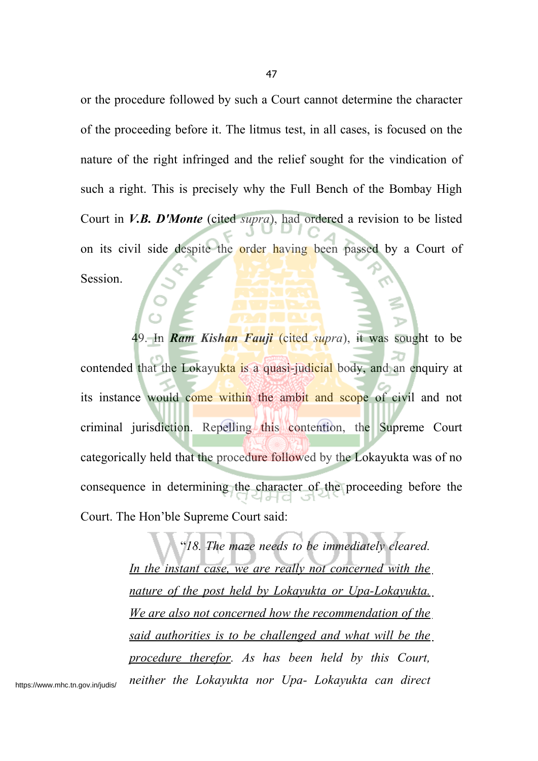or the procedure followed by such a Court cannot determine the character of the proceeding before it. The litmus test, in all cases, is focused on the nature of the right infringed and the relief sought for the vindication of such a right. This is precisely why the Full Bench of the Bombay High Court in ***V.B. D'Monte*** (cited *supra*), had ordered a revision to be listed on its civil side despite the order having been passed by a Court of Session.

49. In ***Ram Kishan Fauji*** (cited *supra*), it was sought to be contended that the Lokayukta is a quasi-judicial body, and an enquiry at its instance would come within the ambit and scope of civil and not criminal jurisdiction. Repelling this contention, the Supreme Court categorically held that the procedure followed by the Lokayukta was of no consequence in determining the character of the proceeding before the Court. The Hon'ble Supreme Court said:

> *"18. The maze needs to be immediately cleared. <u>In the instant case, we are really not concerned with the nature of the post held by Lokayukta or Upa-Lokayukta. We are also not concerned how the recommendation of the said authorities is to be challenged and what will be the procedure therefor</u>. As has been held by this Court, neither the Lokayukta nor Upa- Lokayukta can direct*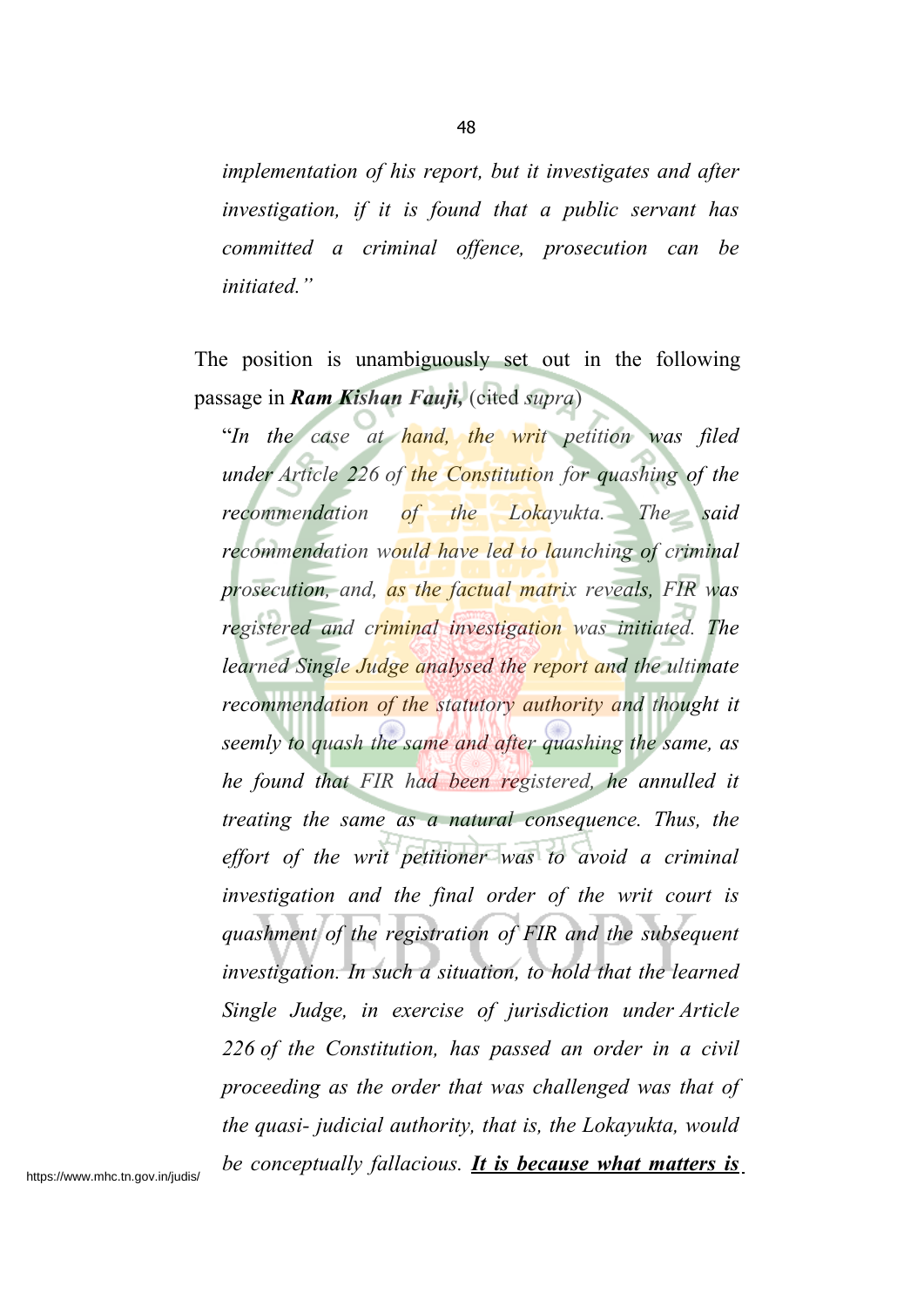*implementation of his report, but it investigates and after investigation, if it is found that a public servant has committed a criminal offence, prosecution can be initiated."*

The position is unambiguously set out in the following passage in ***Ram Kishan Fauji,*** (cited *supra*)

> "*In the case at hand, the writ petition was filed under Article 226 of the Constitution for quashing of the recommendation of the Lokayukta. The said recommendation would have led to launching of criminal prosecution, and, as the factual matrix reveals, FIR was registered and criminal investigation was initiated. The learned Single Judge analysed the report and the ultimate recommendation of the statutory authority and thought it seemly to quash the same and after quashing the same, as he found that FIR had been registered, he annulled it treating the same as a natural consequence. Thus, the effort of the writ petitioner was to avoid a criminal investigation and the final order of the writ court is quashment of the registration of FIR and the subsequent investigation. In such a situation, to hold that the learned Single Judge, in exercise of jurisdiction under Article 226 of the Constitution, has passed an order in a civil proceeding as the order that was challenged was that of the quasi- judicial authority, that is, the Lokayukta, would be conceptually fallacious.* ***<u>It is because what matters is</u>***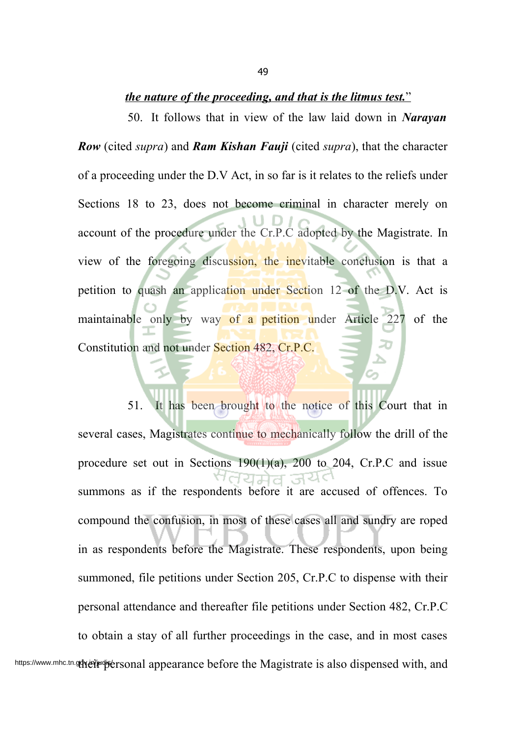***<u>the nature of the proceeding, and that is the litmus test.</u>***"

50. It follows that in view of the law laid down in ***Narayan Row*** (cited *supra*) and ***Ram Kishan Fauji*** (cited *supra*), that the character of a proceeding under the D.V Act, in so far is it relates to the reliefs under Sections 18 to 23, does not become criminal in character merely on account of the procedure under the Cr.P.C adopted by the Magistrate. In view of the foregoing discussion, the inevitable conclusion is that a petition to quash an application under Section 12 of the D.V. Act is maintainable only by way of a petition under Article 227 of the Constitution and not under Section 482, Cr.P.C.

51. It has been brought to the notice of this Court that in several cases, Magistrates continue to mechanically follow the drill of the procedure set out in Sections 190(1)(a), 200 to 204, Cr.P.C and issue summons as if the respondents before it are accused of offences. To compound the confusion, in most of these cases all and sundry are roped in as respondents before the Magistrate. These respondents, upon being summoned, file petitions under Section 205, Cr.P.C to dispense with their personal attendance and thereafter file petitions under Section 482, Cr.P.C to obtain a stay of all further proceedings in the case, and in most cases their personal appearance before the Magistrate is also dispensed with, and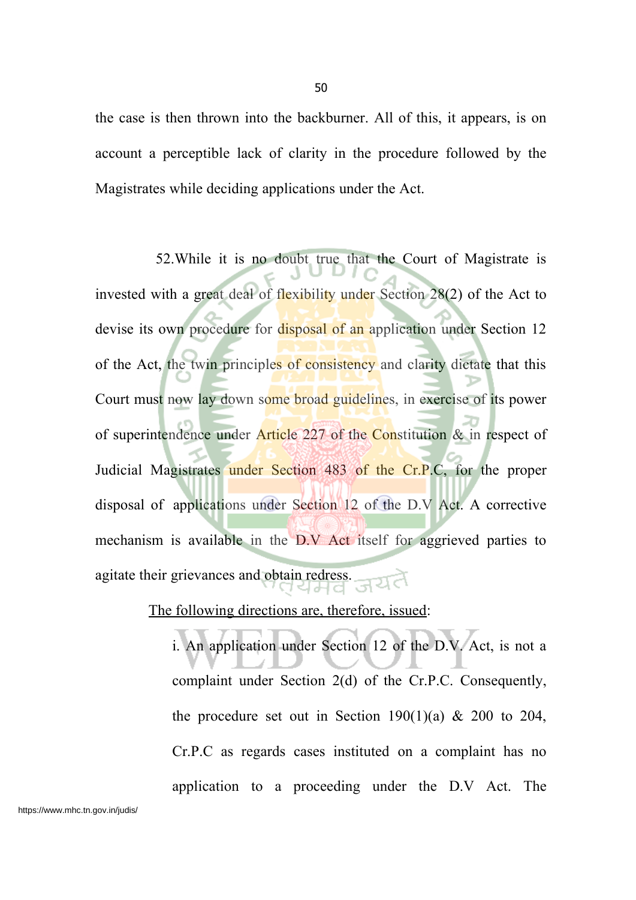the case is then thrown into the backburner. All of this, it appears, is on account a perceptible lack of clarity in the procedure followed by the Magistrates while deciding applications under the Act.

52.While it is no doubt true that the Court of Magistrate is invested with a great deal of flexibility under Section 28(2) of the Act to devise its own procedure for disposal of an application under Section 12 of the Act, the twin principles of consistency and clarity dictate that this Court must now lay down some broad guidelines, in exercise of its power of superintendence under Article 227 of the Constitution & in respect of Judicial Magistrates under Section 483 of the Cr.P.C, for the proper disposal of applications under Section 12 of the D.V Act. A corrective mechanism is available in the D.V Act itself for aggrieved parties to agitate their grievances and obtain redress.

<u>The following directions are, therefore, issued</u>:

> i. An application under Section 12 of the D.V. Act, is not a complaint under Section 2(d) of the Cr.P.C. Consequently, the procedure set out in Section 190(1)(a) & 200 to 204, Cr.P.C as regards cases instituted on a complaint has no application to a proceeding under the D.V Act. The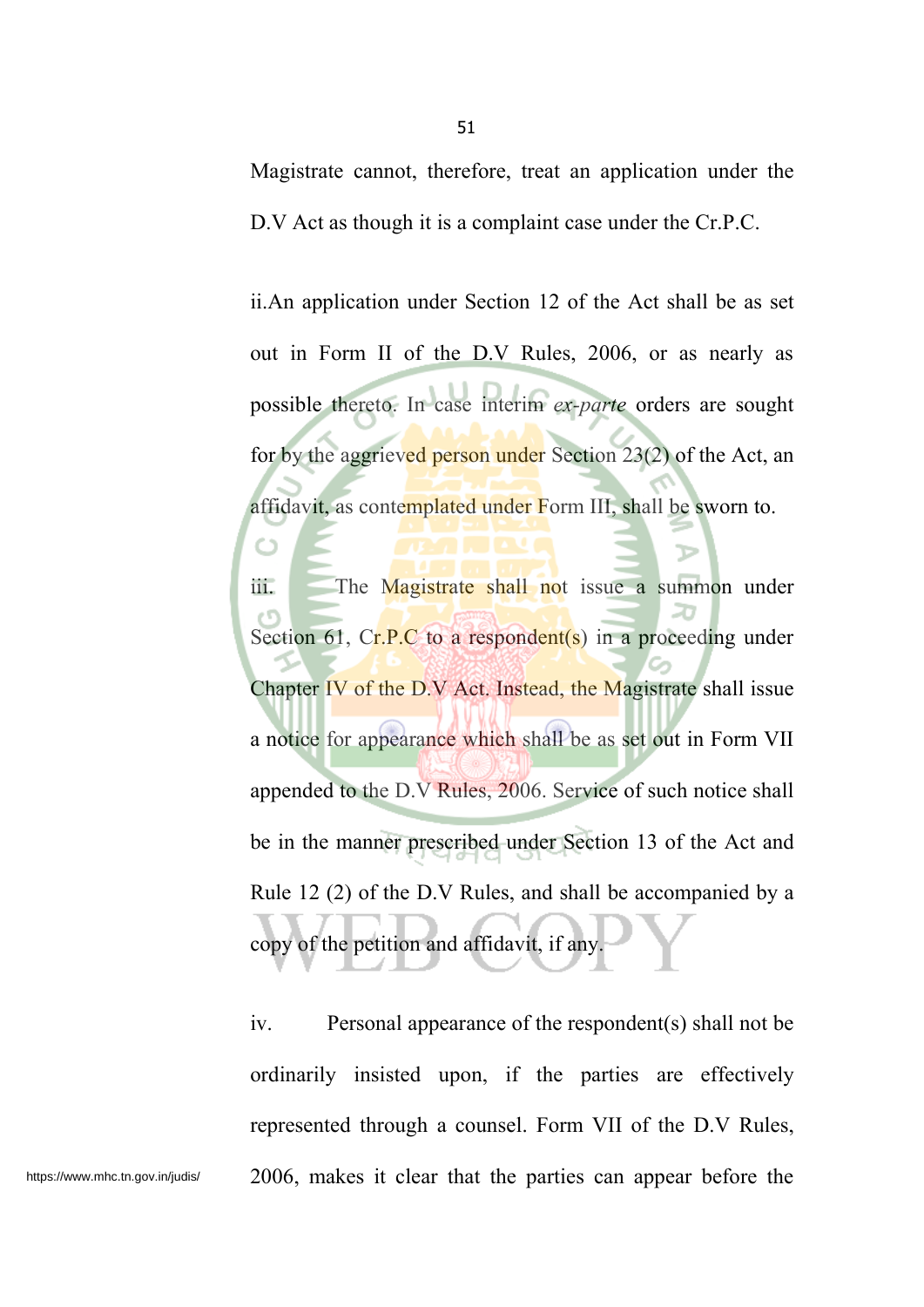Magistrate cannot, therefore, treat an application under the D.V Act as though it is a complaint case under the Cr.P.C.

ii.An application under Section 12 of the Act shall be as set out in Form II of the D.V Rules, 2006, or as nearly as possible thereto. In case interim *ex-parte* orders are sought for by the aggrieved person under Section 23(2) of the Act, an affidavit, as contemplated under Form III, shall be sworn to.

iii. The Magistrate shall not issue a summon under Section 61, Cr.P.C to a respondent(s) in a proceeding under Chapter IV of the D.V Act. Instead, the Magistrate shall issue a notice for appearance which shall be as set out in Form VII appended to the D.V Rules, 2006. Service of such notice shall be in the manner prescribed under Section 13 of the Act and Rule 12 (2) of the D.V Rules, and shall be accompanied by a copy of the petition and affidavit, if any.

iv. Personal appearance of the respondent(s) shall not be ordinarily insisted upon, if the parties are effectively represented through a counsel. Form VII of the D.V Rules, 2006, makes it clear that the parties can appear before the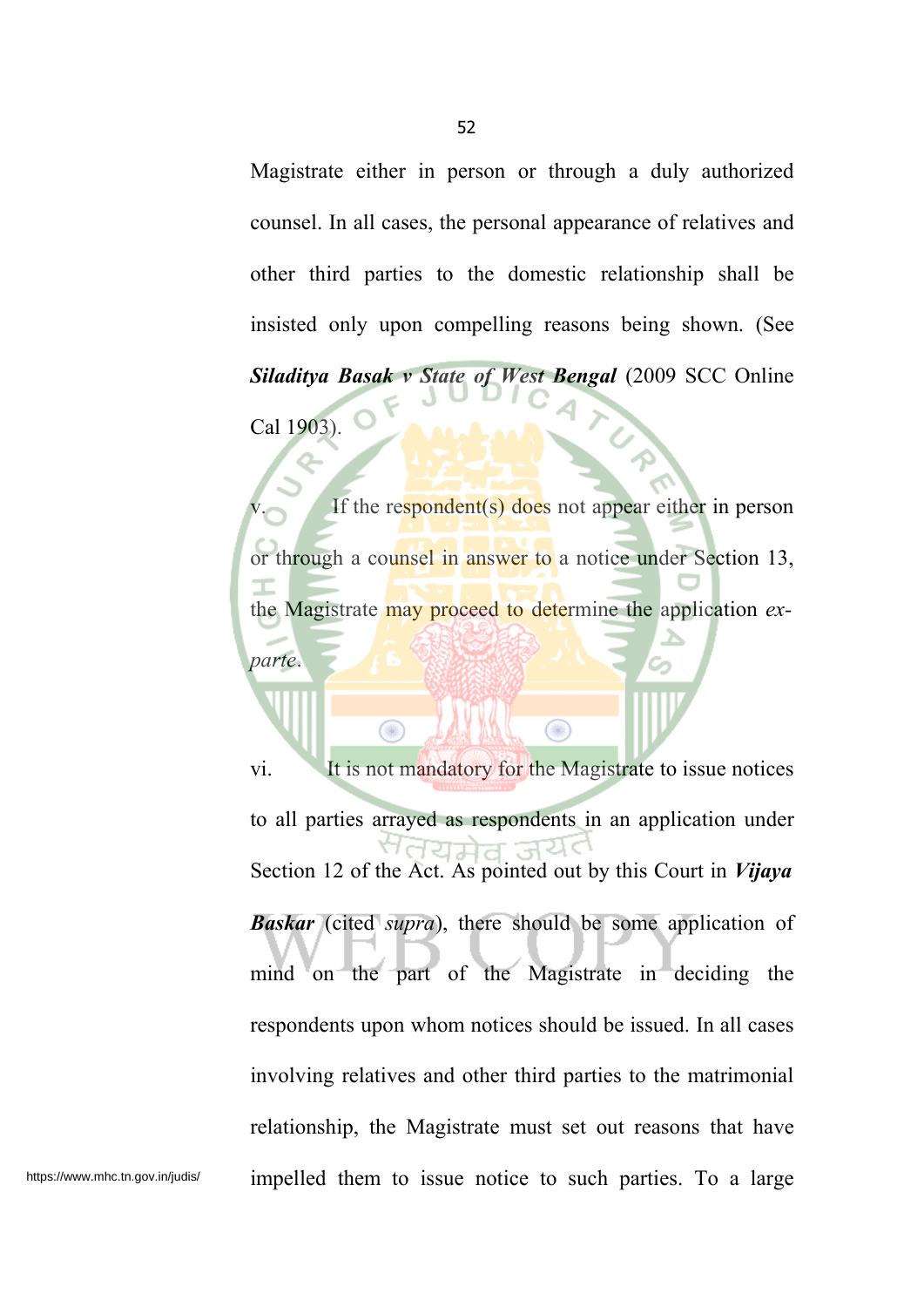Magistrate either in person or through a duly authorized counsel. In all cases, the personal appearance of relatives and other third parties to the domestic relationship shall be insisted only upon compelling reasons being shown. (See ***Siladitya Basak v State of West Bengal*** (2009 SCC Online Cal 1903).

v. If the respondent(s) does not appear either in person or through a counsel in answer to a notice under Section 13, the Magistrate may proceed to determine the application *ex-parte*.

vi. It is not mandatory for the Magistrate to issue notices to all parties arrayed as respondents in an application under Section 12 of the Act. As pointed out by this Court in ***Vijaya Baskar*** (cited *supra*), there should be some application of mind on the part of the Magistrate in deciding the respondents upon whom notices should be issued. In all cases involving relatives and other third parties to the matrimonial relationship, the Magistrate must set out reasons that have impelled them to issue notice to such parties. To a large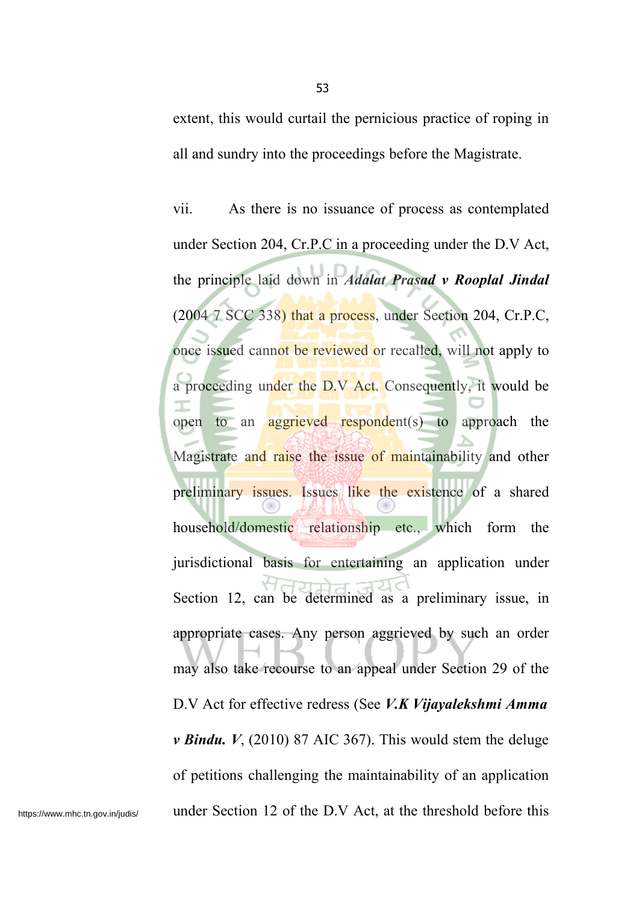extent, this would curtail the pernicious practice of roping in all and sundry into the proceedings before the Magistrate.

vii. As there is no issuance of process as contemplated under Section 204, Cr.P.C in a proceeding under the D.V Act, the principle laid down in ***Adalat Prasad v Rooplal Jindal*** (2004 7 SCC 338) that a process, under Section 204, Cr.P.C, once issued cannot be reviewed or recalled, will not apply to a proceeding under the D.V Act. Consequently, it would be open to an aggrieved respondent(s) to approach the Magistrate and raise the issue of maintainability and other preliminary issues. Issues like the existence of a shared household/domestic relationship etc., which form the jurisdictional basis for entertaining an application under Section 12, can be determined as a preliminary issue, in appropriate cases. Any person aggrieved by such an order may also take recourse to an appeal under Section 29 of the D.V Act for effective redress (See ***V.K Vijayalekshmi Amma v Bindu. V***, (2010) 87 AIC 367). This would stem the deluge of petitions challenging the maintainability of an application under Section 12 of the D.V Act, at the threshold before this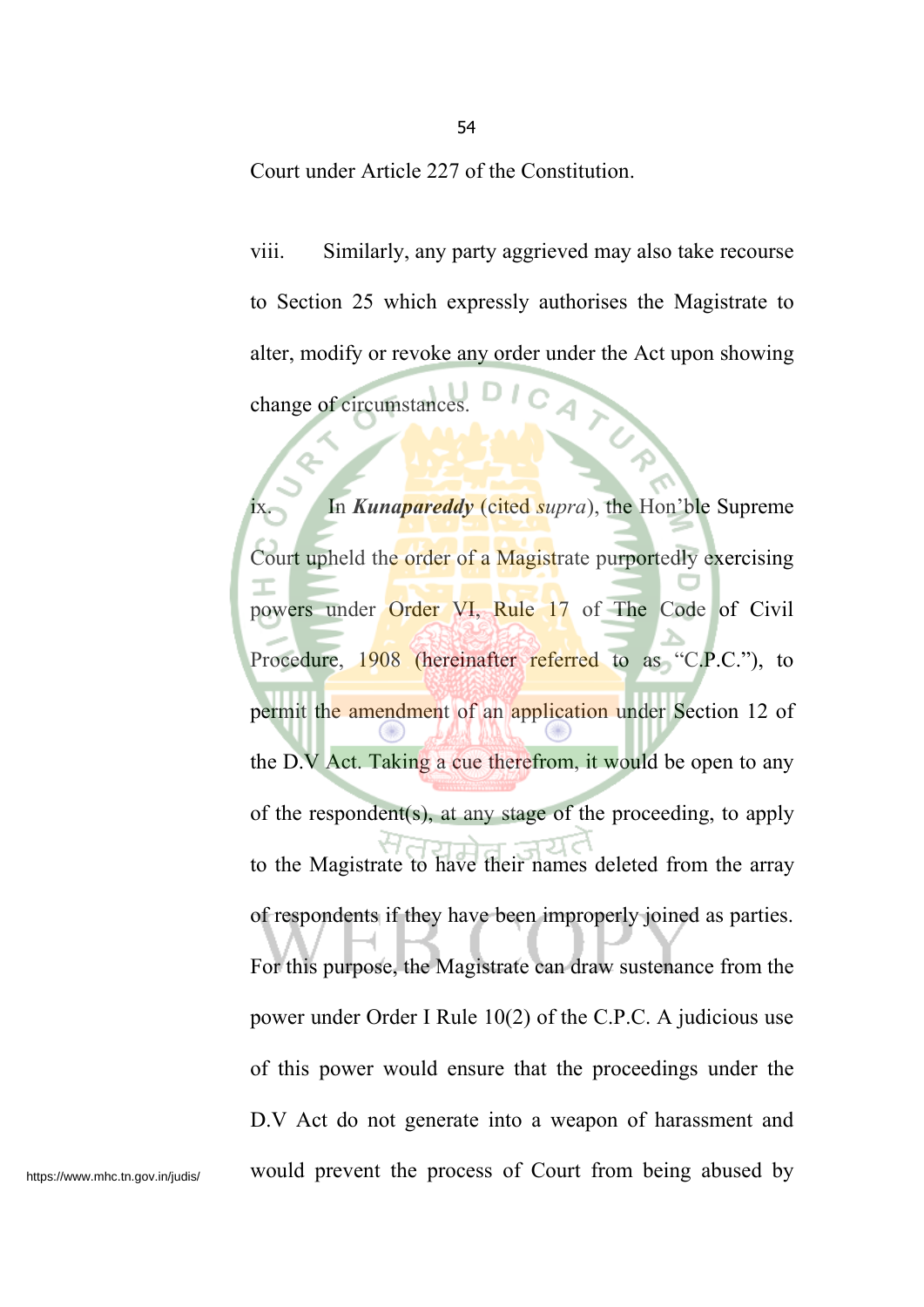Court under Article 227 of the Constitution.

viii. Similarly, any party aggrieved may also take recourse to Section 25 which expressly authorises the Magistrate to alter, modify or revoke any order under the Act upon showing change of circumstances.

ix. In ***Kunapareddy*** (cited *supra*), the Hon'ble Supreme Court upheld the order of a Magistrate purportedly exercising powers under Order VI, Rule 17 of The Code of Civil Procedure, 1908 (hereinafter referred to as "C.P.C."), to permit the amendment of an application under Section 12 of the D.V Act. Taking a cue therefrom, it would be open to any of the respondent(s), at any stage of the proceeding, to apply to the Magistrate to have their names deleted from the array of respondents if they have been improperly joined as parties. For this purpose, the Magistrate can draw sustenance from the power under Order I Rule 10(2) of the C.P.C. A judicious use of this power would ensure that the proceedings under the D.V Act do not generate into a weapon of harassment and would prevent the process of Court from being abused by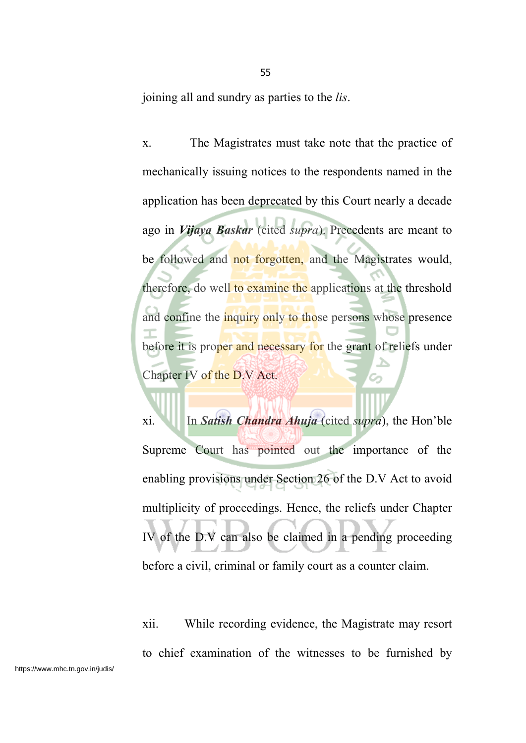joining all and sundry as parties to the *lis*.

x. The Magistrates must take note that the practice of mechanically issuing notices to the respondents named in the application has been deprecated by this Court nearly a decade ago in ***Vijaya Baskar*** (cited *supra*). Precedents are meant to be followed and not forgotten, and the Magistrates would, therefore, do well to examine the applications at the threshold and confine the inquiry only to those persons whose presence before it is proper and necessary for the grant of reliefs under Chapter IV of the D.V Act.

xi. In ***Satish Chandra Ahuja*** (cited *supra*), the Hon'ble Supreme Court has pointed out the importance of the enabling provisions under Section 26 of the D.V Act to avoid multiplicity of proceedings. Hence, the reliefs under Chapter IV of the D.V can also be claimed in a pending proceeding before a civil, criminal or family court as a counter claim.

xii. While recording evidence, the Magistrate may resort to chief examination of the witnesses to be furnished by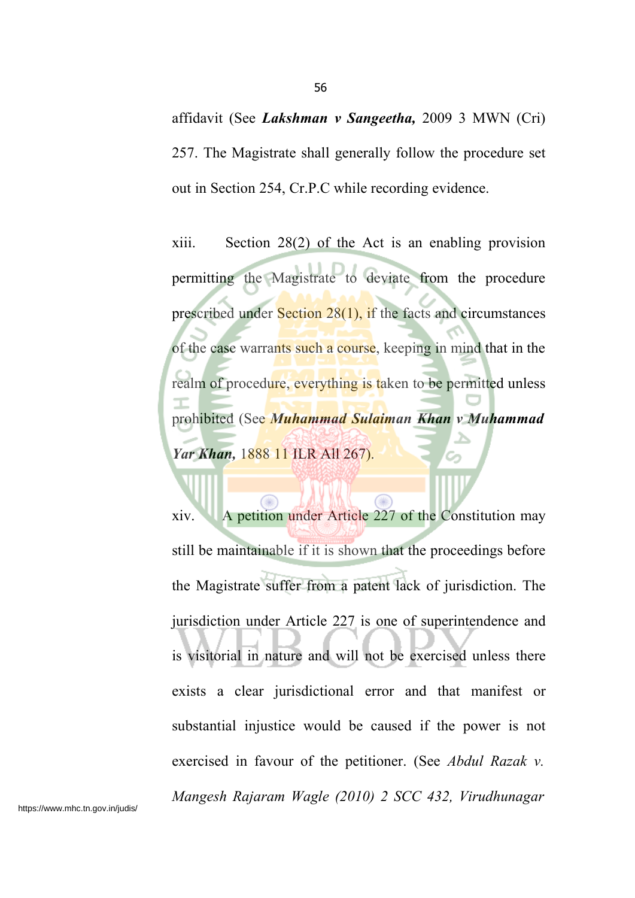affidavit (See ***Lakshman v Sangeetha,*** 2009 3 MWN (Cri) 257. The Magistrate shall generally follow the procedure set out in Section 254, Cr.P.C while recording evidence.

xiii. Section 28(2) of the Act is an enabling provision permitting the Magistrate to deviate from the procedure prescribed under Section 28(1), if the facts and circumstances of the case warrants such a course, keeping in mind that in the realm of procedure, everything is taken to be permitted unless prohibited (See ***Muhammad Sulaiman Khan v Muhammad Yar Khan,*** 1888 11 ILR All 267).

xiv. A petition under Article 227 of the Constitution may still be maintainable if it is shown that the proceedings before the Magistrate suffer from a patent lack of jurisdiction. The jurisdiction under Article 227 is one of superintendence and is visitorial in nature and will not be exercised unless there exists a clear jurisdictional error and that manifest or substantial injustice would be caused if the power is not exercised in favour of the petitioner. (See *Abdul Razak v. Mangesh Rajaram Wagle (2010) 2 SCC 432, Virudhunagar*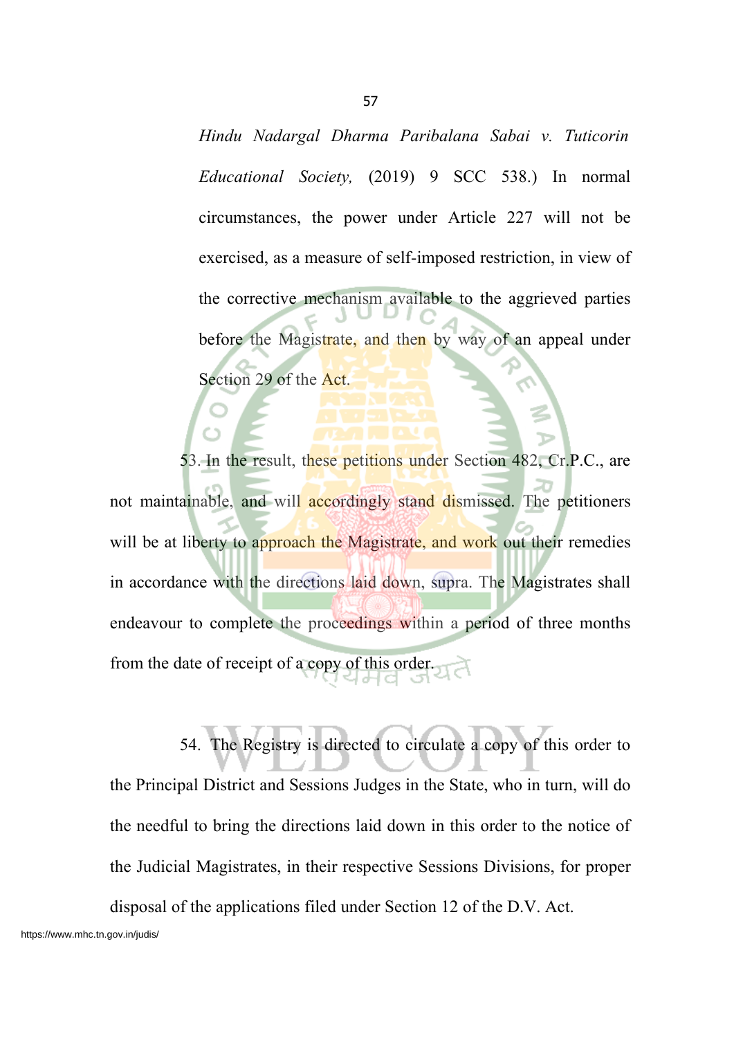*Hindu Nadargal Dharma Paribalana Sabai v. Tuticorin Educational Society,* (2019) 9 SCC 538.) In normal circumstances, the power under Article 227 will not be exercised, as a measure of self-imposed restriction, in view of the corrective mechanism available to the aggrieved parties before the Magistrate, and then by way of an appeal under Section 29 of the Act.

53. In the result, these petitions under Section 482, Cr.P.C., are not maintainable, and will accordingly stand dismissed. The petitioners will be at liberty to approach the Magistrate, and work out their remedies in accordance with the directions laid down, supra. The Magistrates shall endeavour to complete the proceedings within a period of three months from the date of receipt of a copy of this order.

54. The Registry is directed to circulate a copy of this order to the Principal District and Sessions Judges in the State, who in turn, will do the needful to bring the directions laid down in this order to the notice of the Judicial Magistrates, in their respective Sessions Divisions, for proper disposal of the applications filed under Section 12 of the D.V. Act.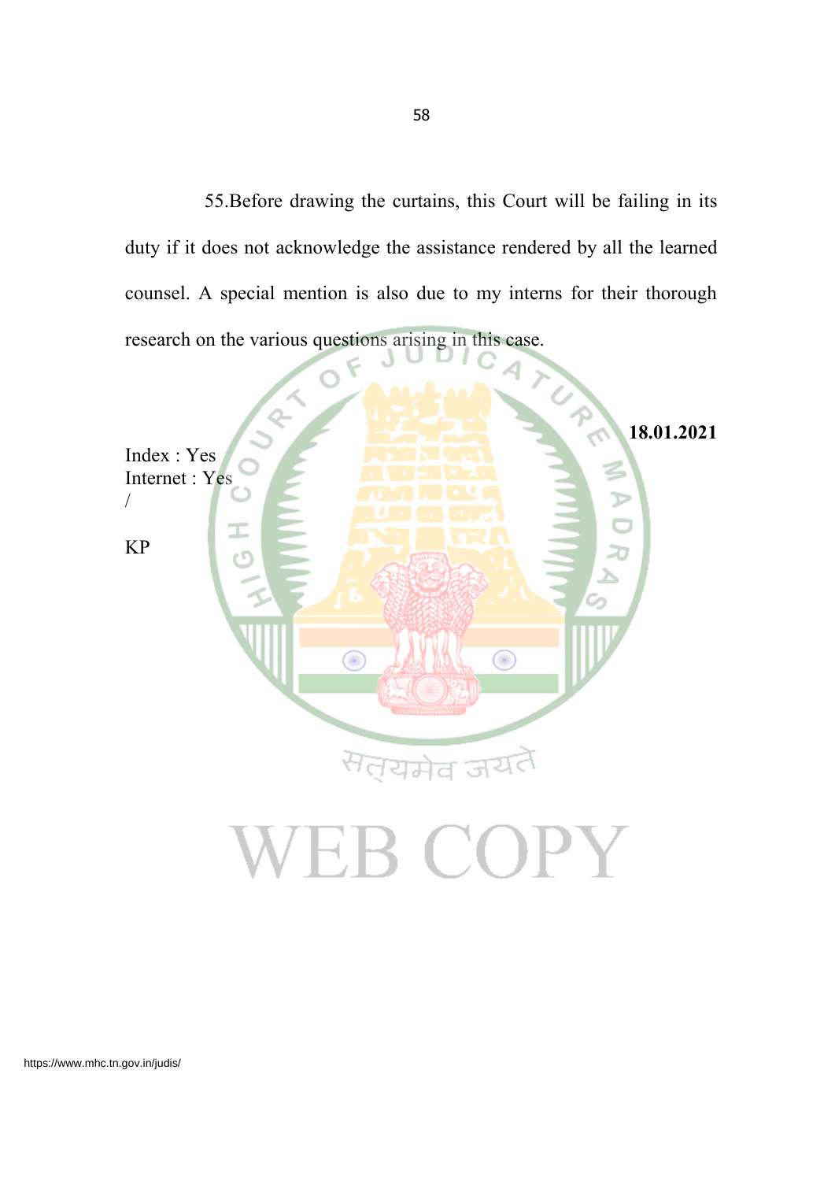55.Before drawing the curtains, this Court will be failing in its duty if it does not acknowledge the assistance rendered by all the learned counsel. A special mention is also due to my interns for their thorough research on the various questions arising in this case.

**18.01.2021**

Index : Yes
Internet : Yes
/

KP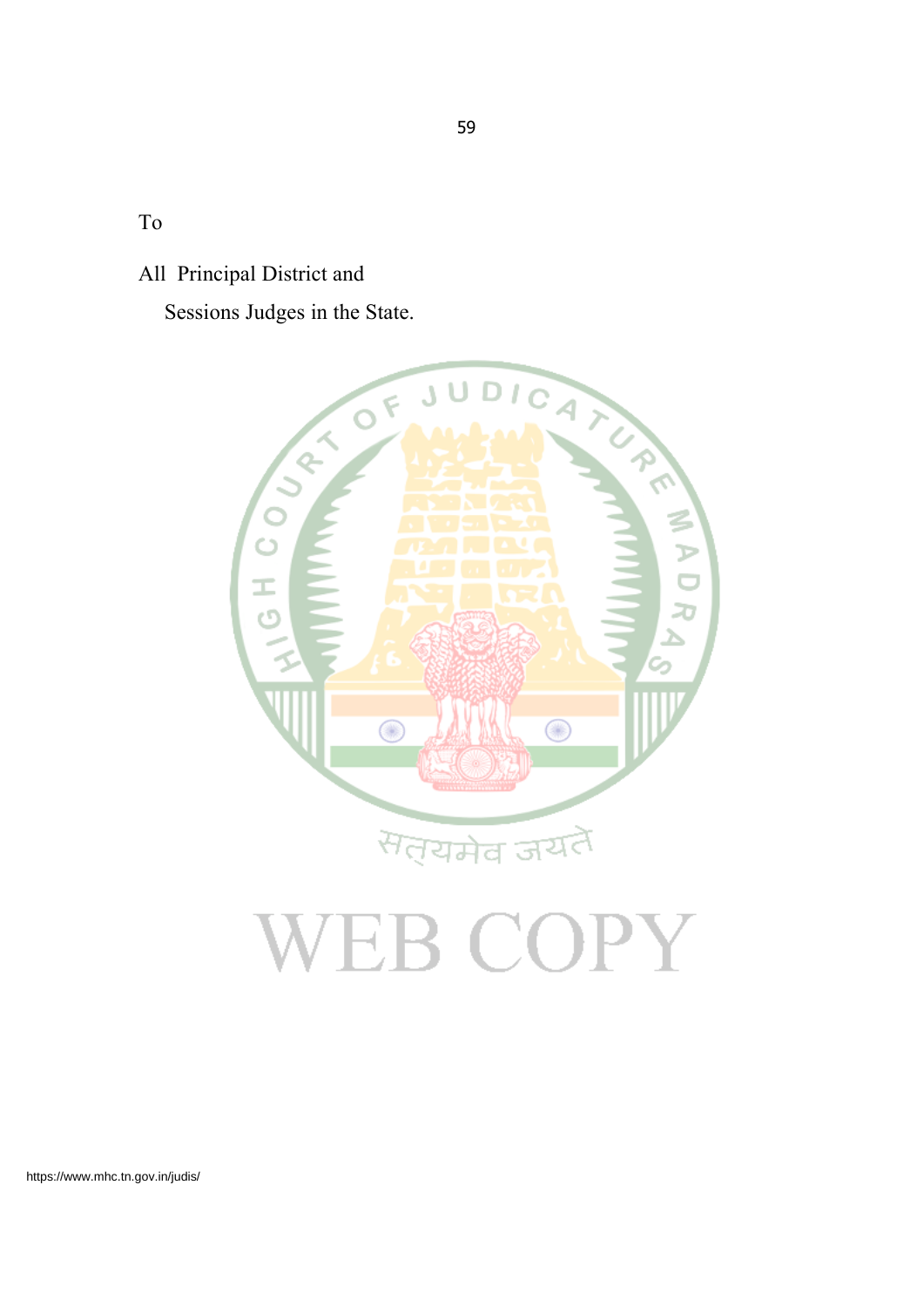To

All Principal District and

Sessions Judges in the State.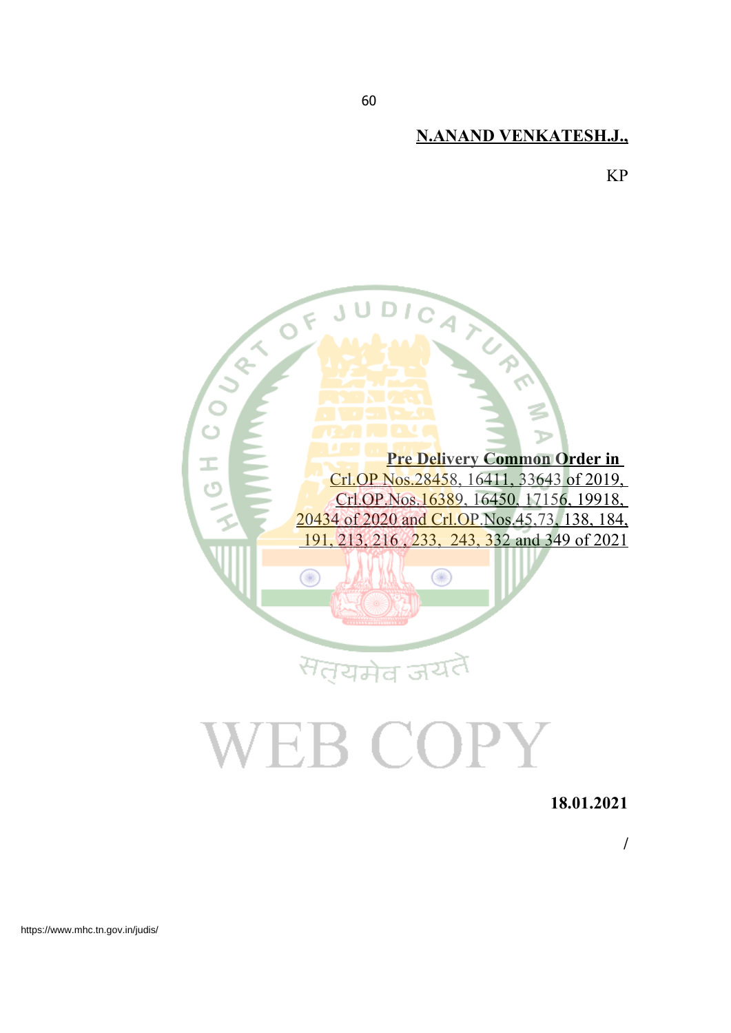**N.ANAND VENKATESH.J.,**

KP

**Pre Delivery Common Order in**
Crl.OP Nos.28458, 16411, 33643 of 2019, Crl.OP.Nos.16389, 16450, 17156, 19918, 20434 of 2020 and Crl.OP.Nos.45,73, 138, 184, 191, 213, 216 , 233, 243, 332 and 349 of 2021

**18.01.2021**

/